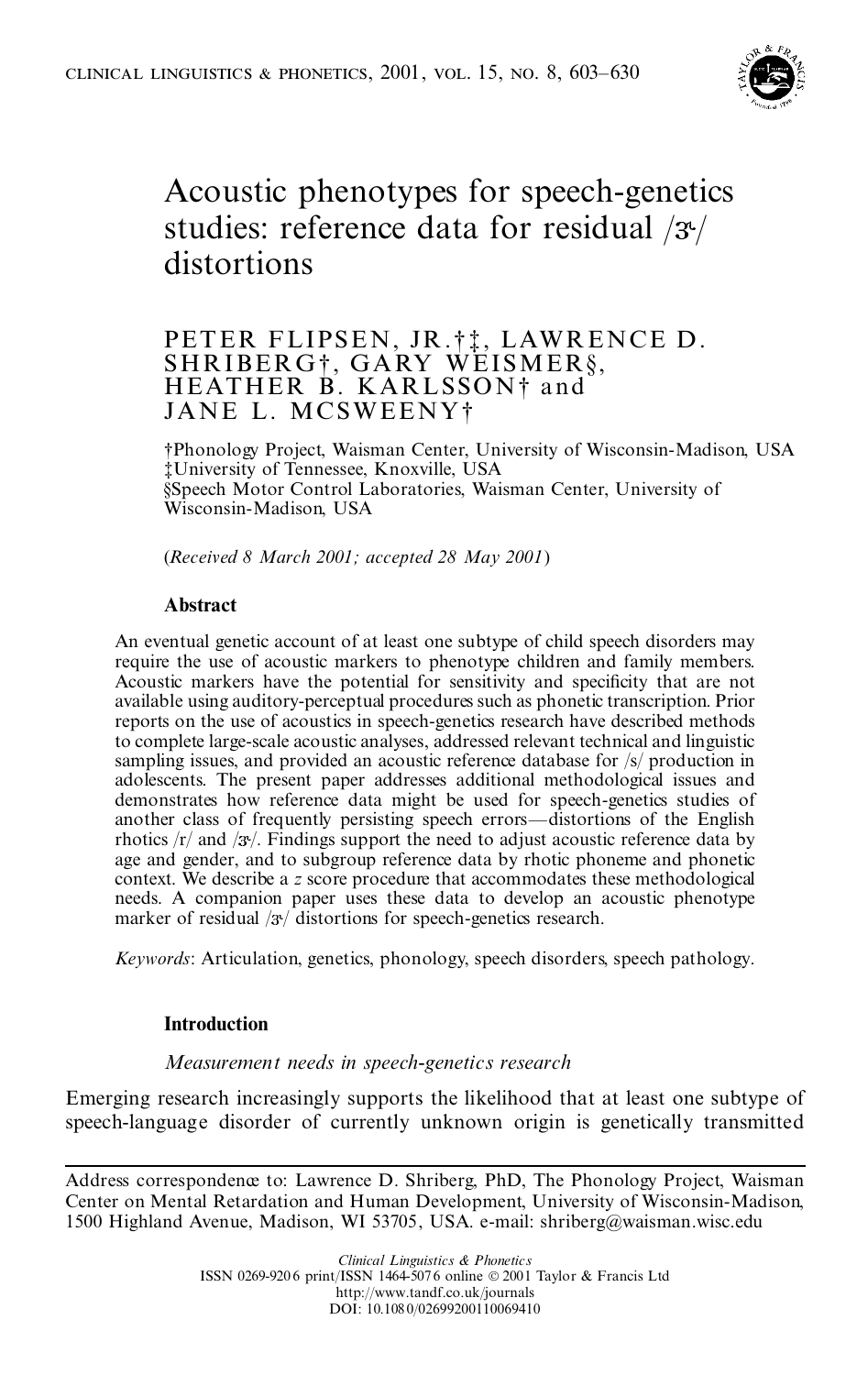# Acoustic phenotypes for speech-genetics studies: reference data for residual /ɝ/ distortions

PETER FLIPSEN, JR.†‡, LAWRENCE D. SHRIBERG†, GARY WEISMER§, HEATHER B. KARLSSON† and JANE L. MCSWEENY†

†Phonology Project, Waisman Center, University of Wisconsin-Madison, USA
‡University of Tennessee, Knoxville, USA
§Speech Motor Control Laboratories, Waisman Center, University of Wisconsin-Madison, USA

(*Received 8 March 2001; accepted 28 May 2001*)

### Abstract

An eventual genetic account of at least one subtype of child speech disorders may require the use of acoustic markers to phenotype children and family members. Acoustic markers have the potential for sensitivity and specificity that are not available using auditory-perceptual procedures such as phonetic transcription. Prior reports on the use of acoustics in speech-genetics research have described methods to complete large-scale acoustic analyses, addressed relevant technical and linguistic sampling issues, and provided an acoustic reference database for /s/ production in adolescents. The present paper addresses additional methodological issues and demonstrates how reference data might be used for speech-genetics studies of another class of frequently persisting speech errors—distortions of the English rhotics /r/ and /ɝ/. Findings support the need to adjust acoustic reference data by age and gender, and to subgroup reference data by rhotic phoneme and phonetic context. We describe a *z* score procedure that accommodates these methodological needs. A companion paper uses these data to develop an acoustic phenotype marker of residual /ɝ/ distortions for speech-genetics research.

*Keywords*: Articulation, genetics, phonology, speech disorders, speech pathology.

## Introduction

### *Measurement needs in speech-genetics research*

Emerging research increasingly supports the likelihood that at least one subtype of speech-language disorder of currently unknown origin is genetically transmitted

---

Address correspondence to: Lawrence D. Shriberg, PhD, The Phonology Project, Waisman Center on Mental Retardation and Human Development, University of Wisconsin-Madison, 1500 Highland Avenue, Madison, WI 53705, USA. e-mail: shriberg@waisman.wisc.edu

*Clinical Linguistics & Phonetics*
ISSN 0269-9206 print/ISSN 1464-5076 online © 2001 Taylor & Francis Ltd
http://www.tandf.co.uk/journals
DOI: 10.1080/02699200110069410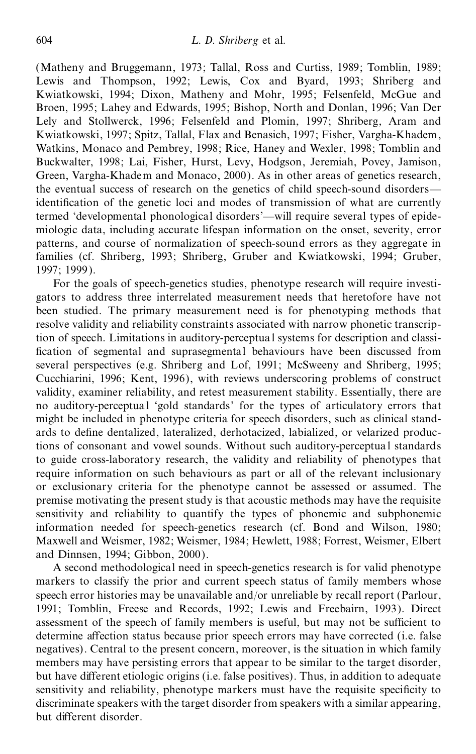(Matheny and Bruggemann, 1973; Tallal, Ross and Curtiss, 1989; Tomblin, 1989; Lewis and Thompson, 1992; Lewis, Cox and Byard, 1993; Shriberg and Kwiatkowski, 1994; Dixon, Matheny and Mohr, 1995; Felsenfeld, McGue and Broen, 1995; Lahey and Edwards, 1995; Bishop, North and Donlan, 1996; Van Der Lely and Stollwerck, 1996; Felsenfeld and Plomin, 1997; Shriberg, Aram and Kwiatkowski, 1997; Spitz, Tallal, Flax and Benasich, 1997; Fisher, Vargha-Khadem, Watkins, Monaco and Pembrey, 1998; Rice, Haney and Wexler, 1998; Tomblin and Buckwalter, 1998; Lai, Fisher, Hurst, Levy, Hodgson, Jeremiah, Povey, Jamison, Green, Vargha-Khadem and Monaco, 2000). As in other areas of genetics research, the eventual success of research on the genetics of child speech-sound disorders—identification of the genetic loci and modes of transmission of what are currently termed 'developmental phonological disorders'—will require several types of epidemiologic data, including accurate lifespan information on the onset, severity, error patterns, and course of normalization of speech-sound errors as they aggregate in families (cf. Shriberg, 1993; Shriberg, Gruber and Kwiatkowski, 1994; Gruber, 1997; 1999).

For the goals of speech-genetics studies, phenotype research will require investigators to address three interrelated measurement needs that heretofore have not been studied. The primary measurement need is for phenotyping methods that resolve validity and reliability constraints associated with narrow phonetic transcription of speech. Limitations in auditory-perceptual systems for description and classification of segmental and suprasegmental behaviours have been discussed from several perspectives (e.g. Shriberg and Lof, 1991; McSweeny and Shriberg, 1995; Cucchiarini, 1996; Kent, 1996), with reviews underscoring problems of construct validity, examiner reliability, and retest measurement stability. Essentially, there are no auditory-perceptual 'gold standards' for the types of articulatory errors that might be included in phenotype criteria for speech disorders, such as clinical standards to define dentalized, lateralized, derhotacized, labialized, or velarized productions of consonant and vowel sounds. Without such auditory-perceptual standards to guide cross-laboratory research, the validity and reliability of phenotypes that require information on such behaviours as part or all of the relevant inclusionary or exclusionary criteria for the phenotype cannot be assessed or assumed. The premise motivating the present study is that acoustic methods may have the requisite sensitivity and reliability to quantify the types of phonemic and subphonemic information needed for speech-genetics research (cf. Bond and Wilson, 1980; Maxwell and Weismer, 1982; Weismer, 1984; Hewlett, 1988; Forrest, Weismer, Elbert and Dinnsen, 1994; Gibbon, 2000).

A second methodological need in speech-genetics research is for valid phenotype markers to classify the prior and current speech status of family members whose speech error histories may be unavailable and/or unreliable by recall report (Parlour, 1991; Tomblin, Freese and Records, 1992; Lewis and Freebairn, 1993). Direct assessment of the speech of family members is useful, but may not be sufficient to determine affection status because prior speech errors may have corrected (i.e. false negatives). Central to the present concern, moreover, is the situation in which family members may have persisting errors that appear to be similar to the target disorder, but have different etiologic origins (i.e. false positives). Thus, in addition to adequate sensitivity and reliability, phenotype markers must have the requisite specificity to discriminate speakers with the target disorder from speakers with a similar appearing, but different disorder.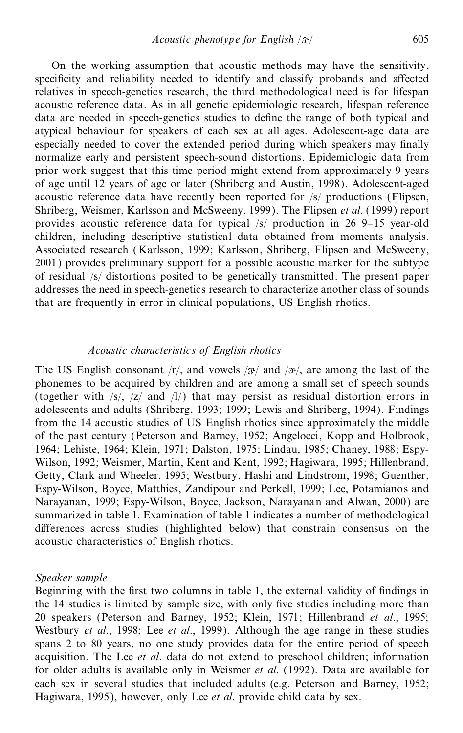On the working assumption that acoustic methods may have the sensitivity, specificity and reliability needed to identify and classify probands and affected relatives in speech-genetics research, the third methodological need is for lifespan acoustic reference data. As in all genetic epidemiologic research, lifespan reference data are needed in speech-genetics studies to define the range of both typical and atypical behaviour for speakers of each sex at all ages. Adolescent-age data are especially needed to cover the extended period during which speakers may finally normalize early and persistent speech-sound distortions. Epidemiologic data from prior work suggest that this time period might extend from approximately 9 years of age until 12 years of age or later (Shriberg and Austin, 1998). Adolescent-aged acoustic reference data have recently been reported for /s/ productions (Flipsen, Shriberg, Weismer, Karlsson and McSweeny, 1999). The Flipsen *et al*. (1999) report provides acoustic reference data for typical /s/ production in 26 9–15 year-old children, including descriptive statistical data obtained from moments analysis. Associated research (Karlsson, 1999; Karlsson, Shriberg, Flipsen and McSweeny, 2001) provides preliminary support for a possible acoustic marker for the subtype of residual /s/ distortions posited to be genetically transmitted. The present paper addresses the need in speech-genetics research to characterize another class of sounds that are frequently in error in clinical populations, US English rhotics.

### *Acoustic characteristics of English rhotics*

The US English consonant /r/, and vowels /ɝ/ and /ɚ/, are among the last of the phonemes to be acquired by children and are among a small set of speech sounds (together with /s/, /z/ and /l/) that may persist as residual distortion errors in adolescents and adults (Shriberg, 1993; 1999; Lewis and Shriberg, 1994). Findings from the 14 acoustic studies of US English rhotics since approximately the middle of the past century (Peterson and Barney, 1952; Angelocci, Kopp and Holbrook, 1964; Lehiste, 1964; Klein, 1971; Dalston, 1975; Lindau, 1985; Chaney, 1988; Espy-Wilson, 1992; Weismer, Martin, Kent and Kent, 1992; Hagiwara, 1995; Hillenbrand, Getty, Clark and Wheeler, 1995; Westbury, Hashi and Lindstrom, 1998; Guenther, Espy-Wilson, Boyce, Matthies, Zandipour and Perkell, 1999; Lee, Potamianos and Narayanan, 1999; Espy-Wilson, Boyce, Jackson, Narayanan and Alwan, 2000) are summarized in table 1. Examination of table 1 indicates a number of methodological differences across studies (highlighted below) that constrain consensus on the acoustic characteristics of English rhotics.

#### *Speaker sample*

Beginning with the first two columns in table 1, the external validity of findings in the 14 studies is limited by sample size, with only five studies including more than 20 speakers (Peterson and Barney, 1952; Klein, 1971; Hillenbrand *et al*., 1995; Westbury *et al*., 1998; Lee *et al*., 1999). Although the age range in these studies spans 2 to 80 years, no one study provides data for the entire period of speech acquisition. The Lee *et al*. data do not extend to preschool children; information for older adults is available only in Weismer *et al*. (1992). Data are available for each sex in several studies that included adults (e.g. Peterson and Barney, 1952; Hagiwara, 1995), however, only Lee *et al*. provide child data by sex.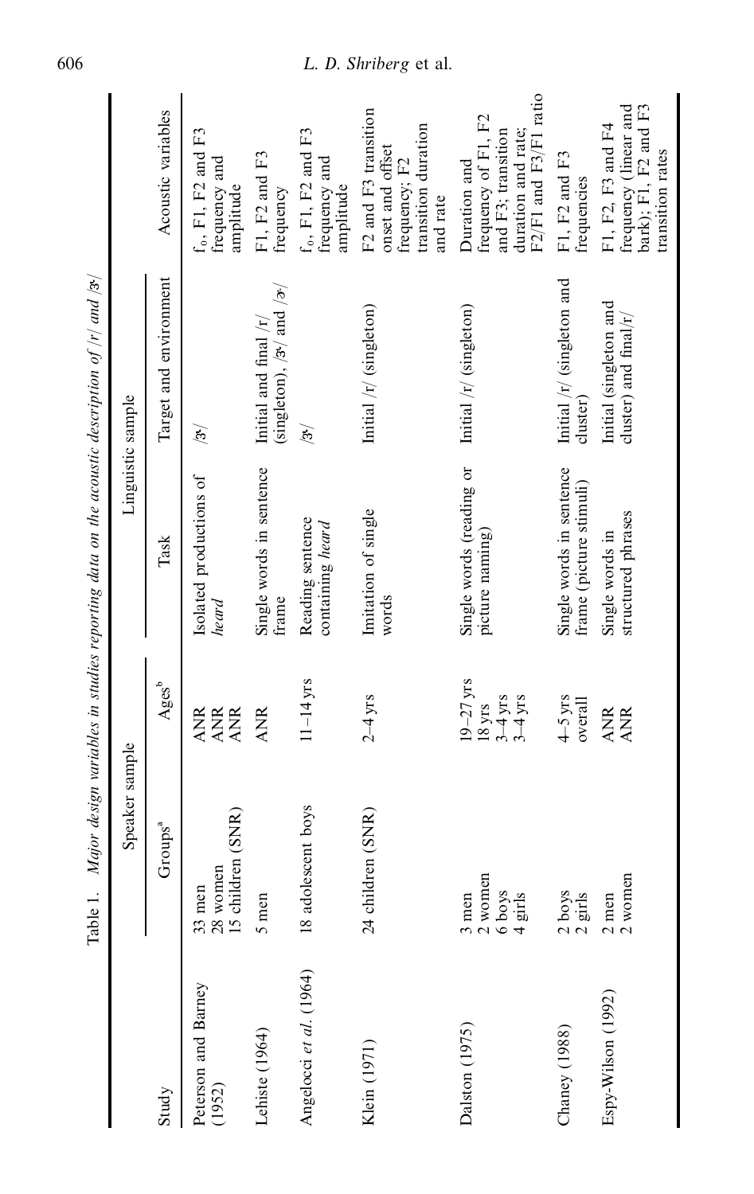Table 1. *Major design variables in studies reporting data on the acoustic description of /r/ and /ɝ/*

| Study | Speaker sample | | Linguistic sample | | Acoustic variables |
|---|---|---|---|---|---|
| | Groups[a] | Ages[b] | Task | Target and environment | |
| Peterson and Barney (1952) | 33 men<br>28 women<br>15 children (SNR) | ANR<br>ANR<br>ANR | Isolated productions of *heard* | /ɝ/ | $f_o$, F1, F2 and F3 frequency and amplitude |
| Lehiste (1964) | 5 men | ANR | Single words in sentence frame | Initial and final /r/ (singleton), /ɝ/ and /ɚ/ | F1, F2 and F3 frequency |
| Angelocci *et al.* (1964) | 18 adolescent boys | 11–14 yrs | Reading sentence containing *heard* | /ɝ/ | $f_o$, F1, F2 and F3 frequency and amplitude |
| Klein (1971) | 24 children (SNR) | 2–4 yrs | Imitation of single words | Initial /r/ (singleton) | F2 and F3 transition onset and offset frequency; F2 transition duration and rate |
| Dalston (1975) | 3 men<br>2 women<br>6 boys<br>4 girls | 19–27 yrs<br>18 yrs<br>3–4 yrs<br>3–4 yrs | Single words (reading or picture naming) | Initial /r/ (singleton) | Duration and frequency of F1, F2 and F3; transition duration and rate; F2/F1 and F3/F1 ratio |
| Chaney (1988) | 2 boys<br>2 girls | 4–5 yrs<br>overall | Single words in sentence frame (picture stimuli) | Initial /r/ (singleton and cluster) | F1, F2 and F3 frequencies |
| Espy-Wilson (1992) | 2 men<br>2 women | ANR<br>ANR | Single words in structured phrases | Initial (singleton and cluster) and final /r/ | F1, F2, F3 and F4 frequency (linear and bark); F1, F2 and F3 transition rates |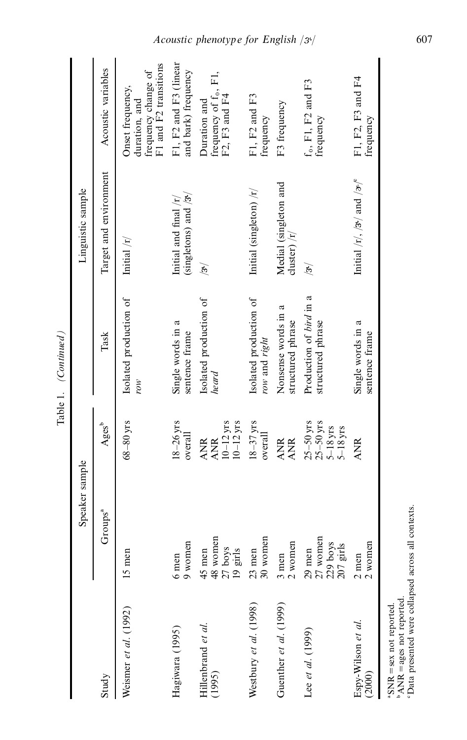Table 1. *(Continued)*

| Study | Speaker sample | | Task | Linguistic sample | Acoustic variables |
|---|---|---|---|---|---|
| | Groups[a] | Ages[b] | | Target and environment | |
| Weismer *et al.* (1992) | 15 men | 68–80 yrs | Isolated production of *row* | Initial /r/ | Onset frequency, duration, and frequency change of F1 and F2 transitions |
| Hagiwara (1995) | 6 men<br>9 women | 18–26 yrs overall | Single words in a sentence frame | Initial and final /r/ (singletons) and /ɝ/ | F1, F2 and F3 (linear and bark) frequency |
| Hillenbrand *et al.* (1995) | 45 men<br>48 women<br>27 boys<br>19 girls | ANR<br>ANR<br>10–12 yrs<br>10–12 yrs | Isolated production of *heard* | /ɝ/ | Duration and frequency of $f_0$, F1, F2, F3 and F4 |
| Westbury *et al.* (1998) | 23 men<br>30 women | 18–37 yrs overall | Isolated production of *row* and *right* | Initial (singleton) /r/ | F1, F2 and F3 frequency |
| Guenther *et al.* (1999) | 3 men<br>2 women | ANR<br>ANR | Nonsense words in a structured phrase | Medial (singleton and cluster) /r/ | F3 frequency |
| Lee *et al.* (1999) | 29 men<br>27 women<br>229 boys<br>207 girls | 25–50 yrs<br>25–50 yrs<br>5–18 yrs<br>5–18 yrs | Production of *bird* in a structured phrase | /ɝ/ | $f_0$, F1, F2 and F3 frequency |
| Espy-Wilson *et al.* (2000) | 2 men<br>2 women | ANR | Single words in a sentence frame | Initial /r/, /ɝ/ and /ɚ/[c] | F1, F2, F3 and F4 frequency |

[a] SNR = sex not reported.
[b] ANR = ages not reported.
[c] Data presented were collapsed across all contexts.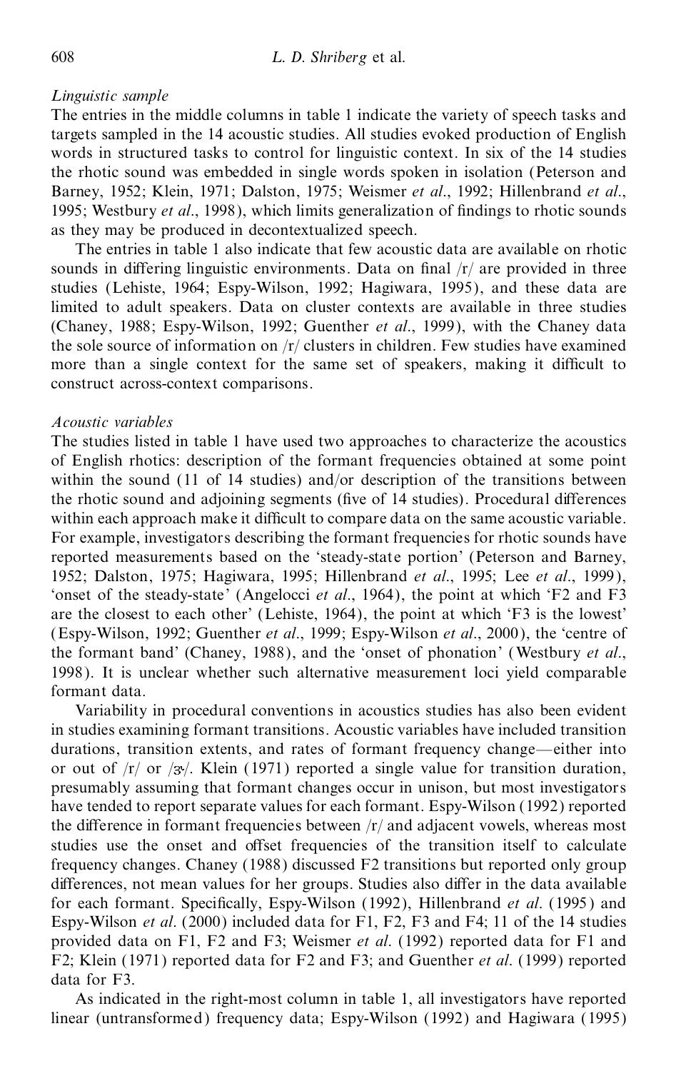*Linguistic sample*

The entries in the middle columns in table 1 indicate the variety of speech tasks and targets sampled in the 14 acoustic studies. All studies evoked production of English words in structured tasks to control for linguistic context. In six of the 14 studies the rhotic sound was embedded in single words spoken in isolation (Peterson and Barney, 1952; Klein, 1971; Dalston, 1975; Weismer *et al*., 1992; Hillenbrand *et al*., 1995; Westbury *et al*., 1998), which limits generalization of findings to rhotic sounds as they may be produced in decontextualized speech.

The entries in table 1 also indicate that few acoustic data are available on rhotic sounds in differing linguistic environments. Data on final /r/ are provided in three studies (Lehiste, 1964; Espy-Wilson, 1992; Hagiwara, 1995), and these data are limited to adult speakers. Data on cluster contexts are available in three studies (Chaney, 1988; Espy-Wilson, 1992; Guenther *et al*., 1999), with the Chaney data the sole source of information on /r/ clusters in children. Few studies have examined more than a single context for the same set of speakers, making it difficult to construct across-context comparisons.

*Acoustic variables*

The studies listed in table 1 have used two approaches to characterize the acoustics of English rhotics: description of the formant frequencies obtained at some point within the sound (11 of 14 studies) and/or description of the transitions between the rhotic sound and adjoining segments (five of 14 studies). Procedural differences within each approach make it difficult to compare data on the same acoustic variable. For example, investigators describing the formant frequencies for rhotic sounds have reported measurements based on the 'steady-state portion' (Peterson and Barney, 1952; Dalston, 1975; Hagiwara, 1995; Hillenbrand *et al*., 1995; Lee *et al*., 1999), 'onset of the steady-state' (Angelocci *et al*., 1964), the point at which 'F2 and F3 are the closest to each other' (Lehiste, 1964), the point at which 'F3 is the lowest' (Espy-Wilson, 1992; Guenther *et al*., 1999; Espy-Wilson *et al*., 2000), the 'centre of the formant band' (Chaney, 1988), and the 'onset of phonation' (Westbury *et al*., 1998). It is unclear whether such alternative measurement loci yield comparable formant data.

Variability in procedural conventions in acoustics studies has also been evident in studies examining formant transitions. Acoustic variables have included transition durations, transition extents, and rates of formant frequency change—either into or out of /r/ or /ɝ/. Klein (1971) reported a single value for transition duration, presumably assuming that formant changes occur in unison, but most investigators have tended to report separate values for each formant. Espy-Wilson (1992) reported the difference in formant frequencies between /r/ and adjacent vowels, whereas most studies use the onset and offset frequencies of the transition itself to calculate frequency changes. Chaney (1988) discussed F2 transitions but reported only group differences, not mean values for her groups. Studies also differ in the data available for each formant. Specifically, Espy-Wilson (1992), Hillenbrand *et al*. (1995) and Espy-Wilson *et al*. (2000) included data for F1, F2, F3 and F4; 11 of the 14 studies provided data on F1, F2 and F3; Weismer *et al*. (1992) reported data for F1 and F2; Klein (1971) reported data for F2 and F3; and Guenther *et al*. (1999) reported data for F3.

As indicated in the right-most column in table 1, all investigators have reported linear (untransformed) frequency data; Espy-Wilson (1992) and Hagiwara (1995)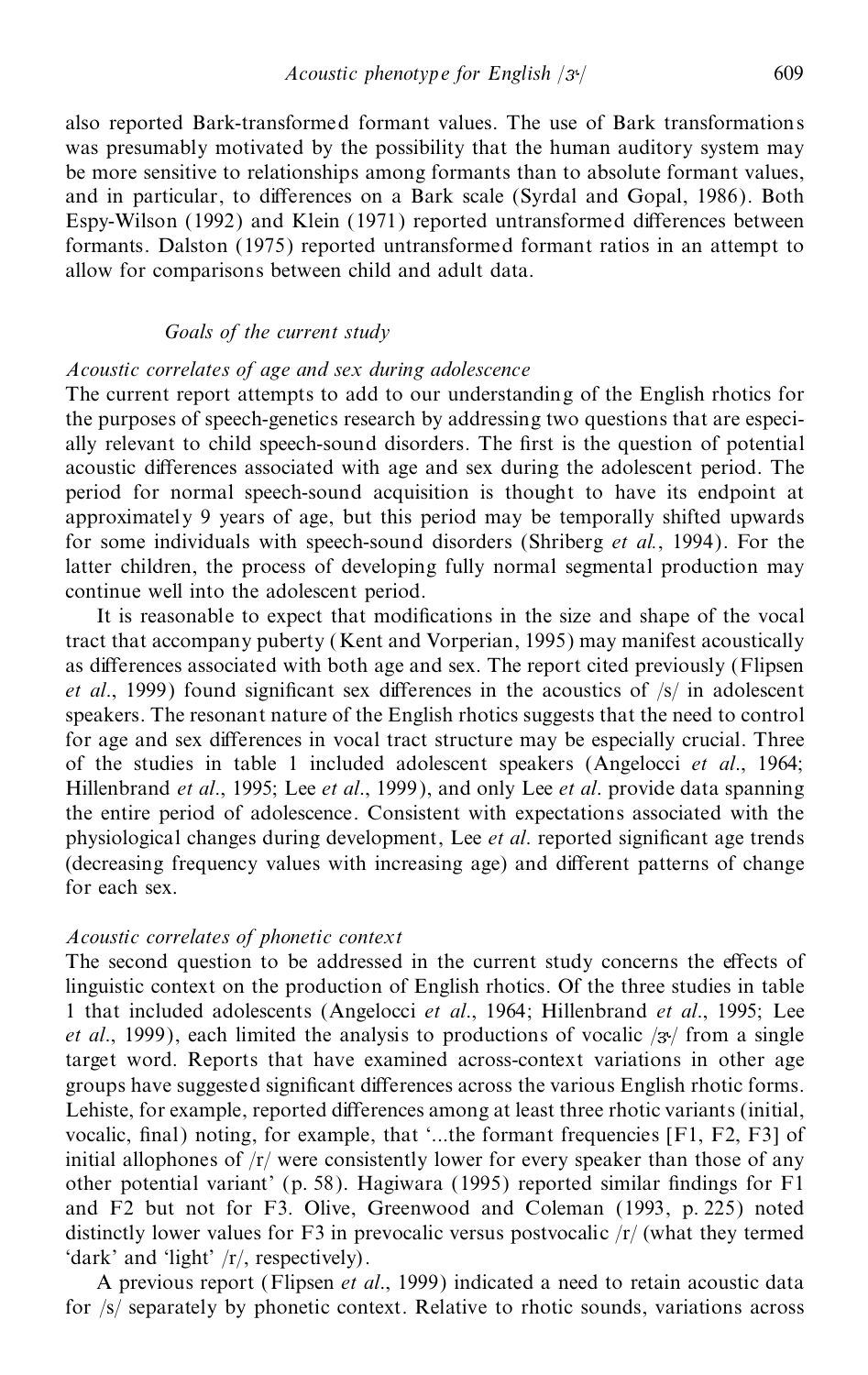also reported Bark-transformed formant values. The use of Bark transformations was presumably motivated by the possibility that the human auditory system may be more sensitive to relationships among formants than to absolute formant values, and in particular, to differences on a Bark scale (Syrdal and Gopal, 1986). Both Espy-Wilson (1992) and Klein (1971) reported untransformed differences between formants. Dalston (1975) reported untransformed formant ratios in an attempt to allow for comparisons between child and adult data.

### *Goals of the current study*

#### *Acoustic correlates of age and sex during adolescence*

The current report attempts to add to our understanding of the English rhotics for the purposes of speech-genetics research by addressing two questions that are especially relevant to child speech-sound disorders. The first is the question of potential acoustic differences associated with age and sex during the adolescent period. The period for normal speech-sound acquisition is thought to have its endpoint at approximately 9 years of age, but this period may be temporally shifted upwards for some individuals with speech-sound disorders (Shriberg *et al.*, 1994). For the latter children, the process of developing fully normal segmental production may continue well into the adolescent period.

It is reasonable to expect that modifications in the size and shape of the vocal tract that accompany puberty (Kent and Vorperian, 1995) may manifest acoustically as differences associated with both age and sex. The report cited previously (Flipsen *et al.*, 1999) found significant sex differences in the acoustics of /s/ in adolescent speakers. The resonant nature of the English rhotics suggests that the need to control for age and sex differences in vocal tract structure may be especially crucial. Three of the studies in table 1 included adolescent speakers (Angelocci *et al.*, 1964; Hillenbrand *et al.*, 1995; Lee *et al.*, 1999), and only Lee *et al.* provide data spanning the entire period of adolescence. Consistent with expectations associated with the physiological changes during development, Lee *et al.* reported significant age trends (decreasing frequency values with increasing age) and different patterns of change for each sex.

#### *Acoustic correlates of phonetic context*

The second question to be addressed in the current study concerns the effects of linguistic context on the production of English rhotics. Of the three studies in table 1 that included adolescents (Angelocci *et al.*, 1964; Hillenbrand *et al.*, 1995; Lee *et al.*, 1999), each limited the analysis to productions of vocalic /ɝ/ from a single target word. Reports that have examined across-context variations in other age groups have suggested significant differences across the various English rhotic forms. Lehiste, for example, reported differences among at least three rhotic variants (initial, vocalic, final) noting, for example, that '...the formant frequencies [F1, F2, F3] of initial allophones of /r/ were consistently lower for every speaker than those of any other potential variant' (p. 58). Hagiwara (1995) reported similar findings for F1 and F2 but not for F3. Olive, Greenwood and Coleman (1993, p. 225) noted distinctly lower values for F3 in prevocalic versus postvocalic /r/ (what they termed 'dark' and 'light' /r/, respectively).

A previous report (Flipsen *et al.*, 1999) indicated a need to retain acoustic data for /s/ separately by phonetic context. Relative to rhotic sounds, variations across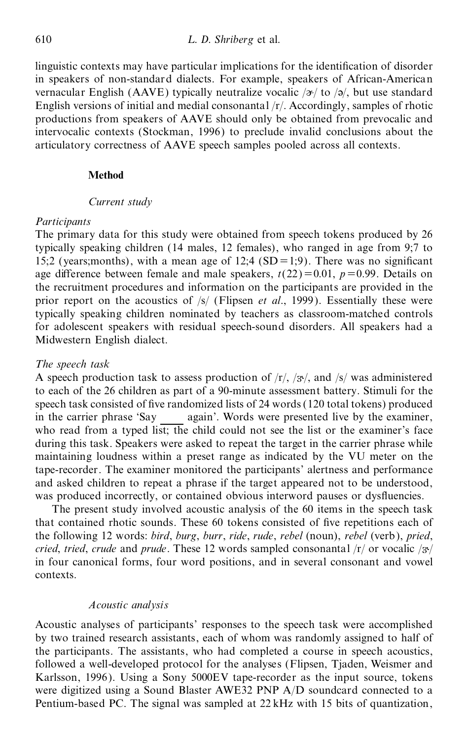linguistic contexts may have particular implications for the identification of disorder in speakers of non-standard dialects. For example, speakers of African-American vernacular English (AAVE) typically neutralize vocalic /ɚ/ to /ə/, but use standard English versions of initial and medial consonantal /r/. Accordingly, samples of rhotic productions from speakers of AAVE should only be obtained from prevocalic and intervocalic contexts (Stockman, 1996) to preclude invalid conclusions about the articulatory correctness of AAVE speech samples pooled across all contexts.

## Method

### *Current study*

#### *Participants*

The primary data for this study were obtained from speech tokens produced by 26 typically speaking children (14 males, 12 females), who ranged in age from 9;7 to 15;2 (years;months), with a mean age of 12;4 (SD = 1;9). There was no significant age difference between female and male speakers, $t(22) = 0.01$, $p = 0.99$. Details on the recruitment procedures and information on the participants are provided in the prior report on the acoustics of /s/ (Flipsen *et al*., 1999). Essentially these were typically speaking children nominated by teachers as classroom-matched controls for adolescent speakers with residual speech-sound disorders. All speakers had a Midwestern English dialect.

#### *The speech task*

A speech production task to assess production of /r/, /ɝ/, and /s/ was administered to each of the 26 children as part of a 90-minute assessment battery. Stimuli for the speech task consisted of five randomized lists of 24 words (120 total tokens) produced in the carrier phrase 'Say ____ again'. Words were presented live by the examiner, who read from a typed list; the child could not see the list or the examiner's face during this task. Speakers were asked to repeat the target in the carrier phrase while maintaining loudness within a preset range as indicated by the VU meter on the tape-recorder. The examiner monitored the participants' alertness and performance and asked children to repeat a phrase if the target appeared not to be understood, was produced incorrectly, or contained obvious interword pauses or dysfluencies.

The present study involved acoustic analysis of the 60 items in the speech task that contained rhotic sounds. These 60 tokens consisted of five repetitions each of the following 12 words: *bird*, *burg*, *burr*, *ride*, *rude*, *rebel* (noun), *rebel* (verb), *pried*, *cried*, *tried*, *crude* and *prude*. These 12 words sampled consonantal /r/ or vocalic /ɝ/ in four canonical forms, four word positions, and in several consonant and vowel contexts.

### *Acoustic analysis*

Acoustic analyses of participants' responses to the speech task were accomplished by two trained research assistants, each of whom was randomly assigned to half of the participants. The assistants, who had completed a course in speech acoustics, followed a well-developed protocol for the analyses (Flipsen, Tjaden, Weismer and Karlsson, 1996). Using a Sony 5000EV tape-recorder as the input source, tokens were digitized using a Sound Blaster AWE32 PNP A/D soundcard connected to a Pentium-based PC. The signal was sampled at 22 kHz with 15 bits of quantization,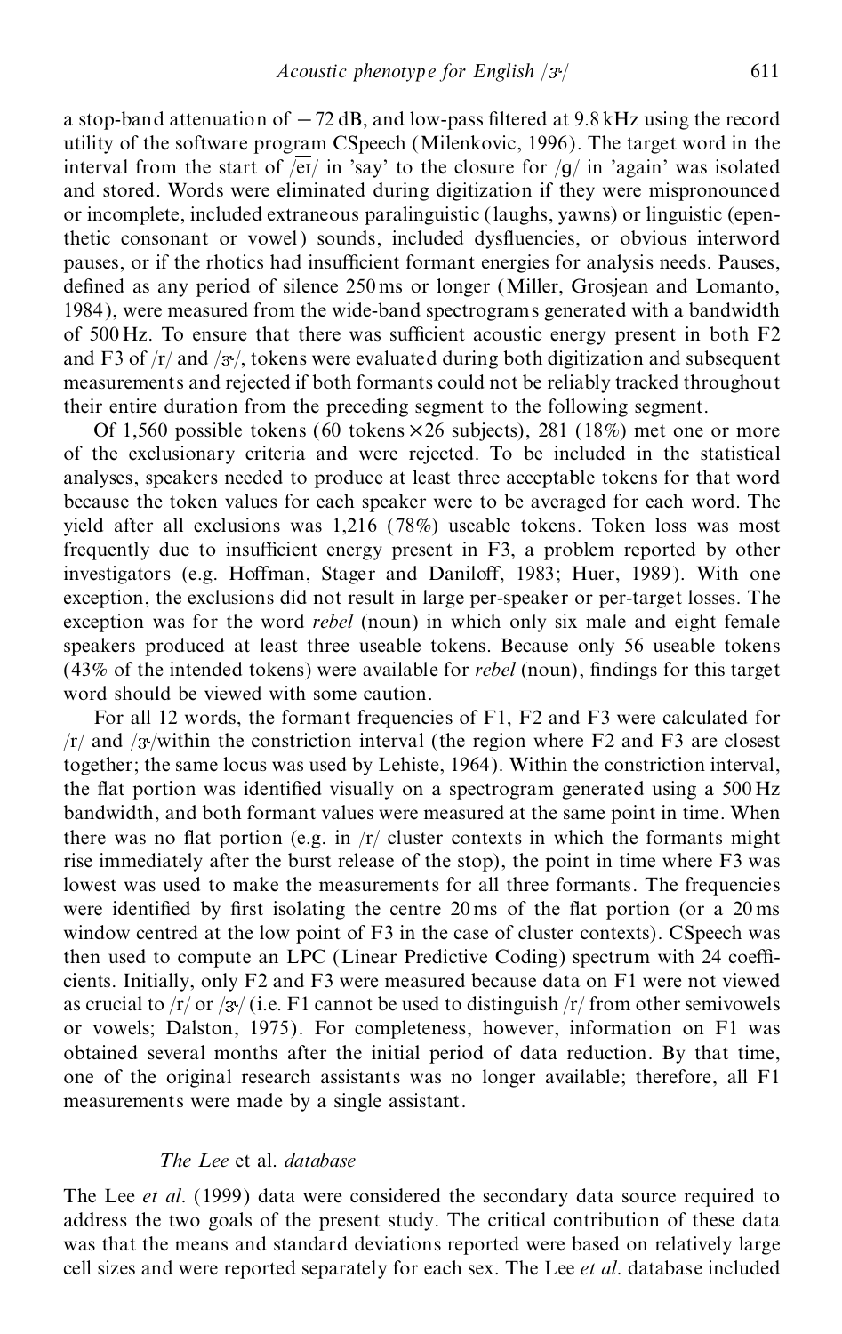a stop-band attenuation of −72 dB, and low-pass filtered at 9.8 kHz using the record utility of the software program CSpeech (Milenkovic, 1996). The target word in the interval from the start of /eɪ/ in 'say' to the closure for /g/ in 'again' was isolated and stored. Words were eliminated during digitization if they were mispronounced or incomplete, included extraneous paralinguistic (laughs, yawns) or linguistic (epenthetic consonant or vowel) sounds, included dysfluencies, or obvious interword pauses, or if the rhotics had insufficient formant energies for analysis needs. Pauses, defined as any period of silence 250 ms or longer (Miller, Grosjean and Lomanto, 1984), were measured from the wide-band spectrograms generated with a bandwidth of 500 Hz. To ensure that there was sufficient acoustic energy present in both F2 and F3 of /r/ and /ɝ/, tokens were evaluated during both digitization and subsequent measurements and rejected if both formants could not be reliably tracked throughout their entire duration from the preceding segment to the following segment.

Of 1,560 possible tokens (60 tokens × 26 subjects), 281 (18%) met one or more of the exclusionary criteria and were rejected. To be included in the statistical analyses, speakers needed to produce at least three acceptable tokens for that word because the token values for each speaker were to be averaged for each word. The yield after all exclusions was 1,216 (78%) useable tokens. Token loss was most frequently due to insufficient energy present in F3, a problem reported by other investigators (e.g. Hoffman, Stager and Daniloff, 1983; Huer, 1989). With one exception, the exclusions did not result in large per-speaker or per-target losses. The exception was for the word *rebel* (noun) in which only six male and eight female speakers produced at least three useable tokens. Because only 56 useable tokens (43% of the intended tokens) were available for *rebel* (noun), findings for this target word should be viewed with some caution.

For all 12 words, the formant frequencies of F1, F2 and F3 were calculated for /r/ and /ɝ/within the constriction interval (the region where F2 and F3 are closest together; the same locus was used by Lehiste, 1964). Within the constriction interval, the flat portion was identified visually on a spectrogram generated using a 500 Hz bandwidth, and both formant values were measured at the same point in time. When there was no flat portion (e.g. in /r/ cluster contexts in which the formants might rise immediately after the burst release of the stop), the point in time where F3 was lowest was used to make the measurements for all three formants. The frequencies were identified by first isolating the centre 20 ms of the flat portion (or a 20 ms window centred at the low point of F3 in the case of cluster contexts). CSpeech was then used to compute an LPC (Linear Predictive Coding) spectrum with 24 coefficients. Initially, only F2 and F3 were measured because data on F1 were not viewed as crucial to /r/ or /ɝ/ (i.e. F1 cannot be used to distinguish /r/ from other semivowels or vowels; Dalston, 1975). For completeness, however, information on F1 was obtained several months after the initial period of data reduction. By that time, one of the original research assistants was no longer available; therefore, all F1 measurements were made by a single assistant.

### *The Lee* et al. *database*

The Lee *et al.* (1999) data were considered the secondary data source required to address the two goals of the present study. The critical contribution of these data was that the means and standard deviations reported were based on relatively large cell sizes and were reported separately for each sex. The Lee *et al.* database included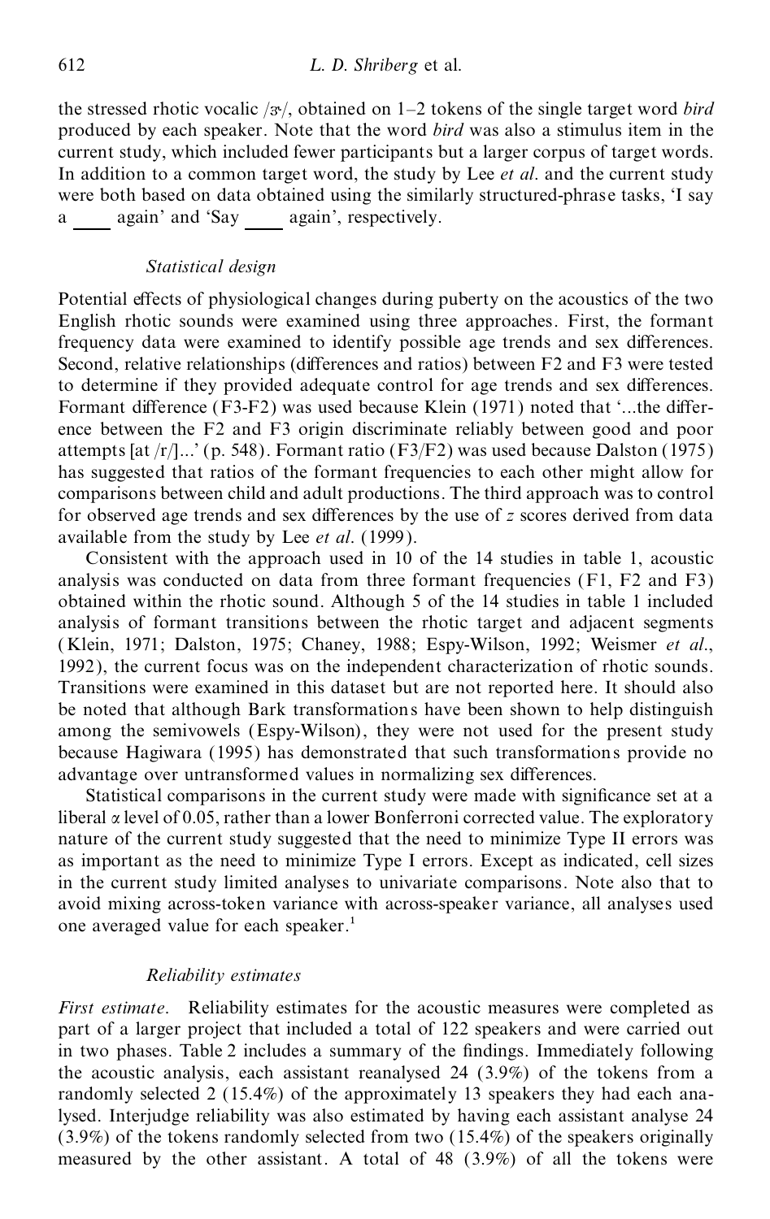the stressed rhotic vocalic /ɝ/, obtained on 1–2 tokens of the single target word *bird* produced by each speaker. Note that the word *bird* was also a stimulus item in the current study, which included fewer participants but a larger corpus of target words. In addition to a common target word, the study by Lee *et al*. and the current study were both based on data obtained using the similarly structured-phrase tasks, 'I say a \_\_\_\_ again' and 'Say \_\_\_\_ again', respectively.

### *Statistical design*

Potential effects of physiological changes during puberty on the acoustics of the two English rhotic sounds were examined using three approaches. First, the formant frequency data were examined to identify possible age trends and sex differences. Second, relative relationships (differences and ratios) between F2 and F3 were tested to determine if they provided adequate control for age trends and sex differences. Formant difference (F3-F2) was used because Klein (1971) noted that '...the difference between the F2 and F3 origin discriminate reliably between good and poor attempts [at /r/]...' (p. 548). Formant ratio (F3/F2) was used because Dalston (1975) has suggested that ratios of the formant frequencies to each other might allow for comparisons between child and adult productions. The third approach was to control for observed age trends and sex differences by the use of *z* scores derived from data available from the study by Lee *et al*. (1999).

Consistent with the approach used in 10 of the 14 studies in table 1, acoustic analysis was conducted on data from three formant frequencies (F1, F2 and F3) obtained within the rhotic sound. Although 5 of the 14 studies in table 1 included analysis of formant transitions between the rhotic target and adjacent segments (Klein, 1971; Dalston, 1975; Chaney, 1988; Espy-Wilson, 1992; Weismer *et al*., 1992), the current focus was on the independent characterization of rhotic sounds. Transitions were examined in this dataset but are not reported here. It should also be noted that although Bark transformations have been shown to help distinguish among the semivowels (Espy-Wilson), they were not used for the present study because Hagiwara (1995) has demonstrated that such transformations provide no advantage over untransformed values in normalizing sex differences.

Statistical comparisons in the current study were made with significance set at a liberal $\alpha$ level of 0.05, rather than a lower Bonferroni corrected value. The exploratory nature of the current study suggested that the need to minimize Type II errors was as important as the need to minimize Type I errors. Except as indicated, cell sizes in the current study limited analyses to univariate comparisons. Note also that to avoid mixing across-token variance with across-speaker variance, all analyses used one averaged value for each speaker.[1]

### *Reliability estimates*

*First estimate*. Reliability estimates for the acoustic measures were completed as part of a larger project that included a total of 122 speakers and were carried out in two phases. Table 2 includes a summary of the findings. Immediately following the acoustic analysis, each assistant reanalysed 24 (3.9%) of the tokens from a randomly selected 2 (15.4%) of the approximately 13 speakers they had each analysed. Interjudge reliability was also estimated by having each assistant analyse 24 (3.9%) of the tokens randomly selected from two (15.4%) of the speakers originally measured by the other assistant. A total of 48 (3.9%) of all the tokens were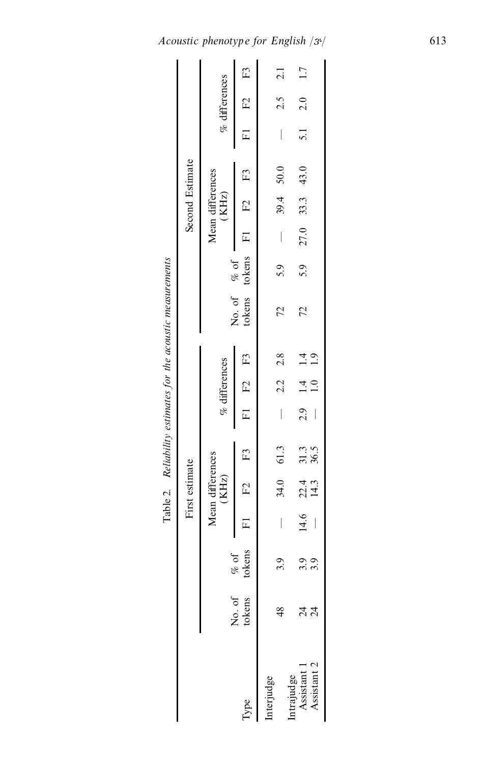Table 2. *Reliability estimates for the acoustic measurements*

| Type | First estimate | | | | | | | | Second Estimate | | | | | | | |
|---|---|---|---|---|---|---|---|---|---|---|---|---|---|---|---|---|
| | No. of tokens | % of tokens | Mean differences (KHz) | | | % differences | | | No. of tokens | % of tokens | Mean differences (KHz) | | | % differences | | |
| | | | F1 | F2 | F3 | F1 | F2 | F3 | | | F1 | F2 | F3 | F1 | F2 | F3 |
| Interjudge | 48 | 3.9 | — | 34.0 | 61.3 | — | 2.2 | 2.8 | 72 | 5.9 | — | 39.4 | 50.0 | — | 2.5 | 2.1 |
| Intrajudge | | | | | | | | | | | | | | | | |
| Assistant 1 | 24 | 3.9 | 14.6 | 22.4 | 31.3 | 2.9 | 1.4 | 1.4 | 72 | 5.9 | 27.0 | 33.3 | 43.0 | 5.1 | 2.0 | 1.7 |
| Assistant 2 | 24 | 3.9 | — | 14.3 | 36.5 | — | 1.0 | 1.9 | | | | | | | | |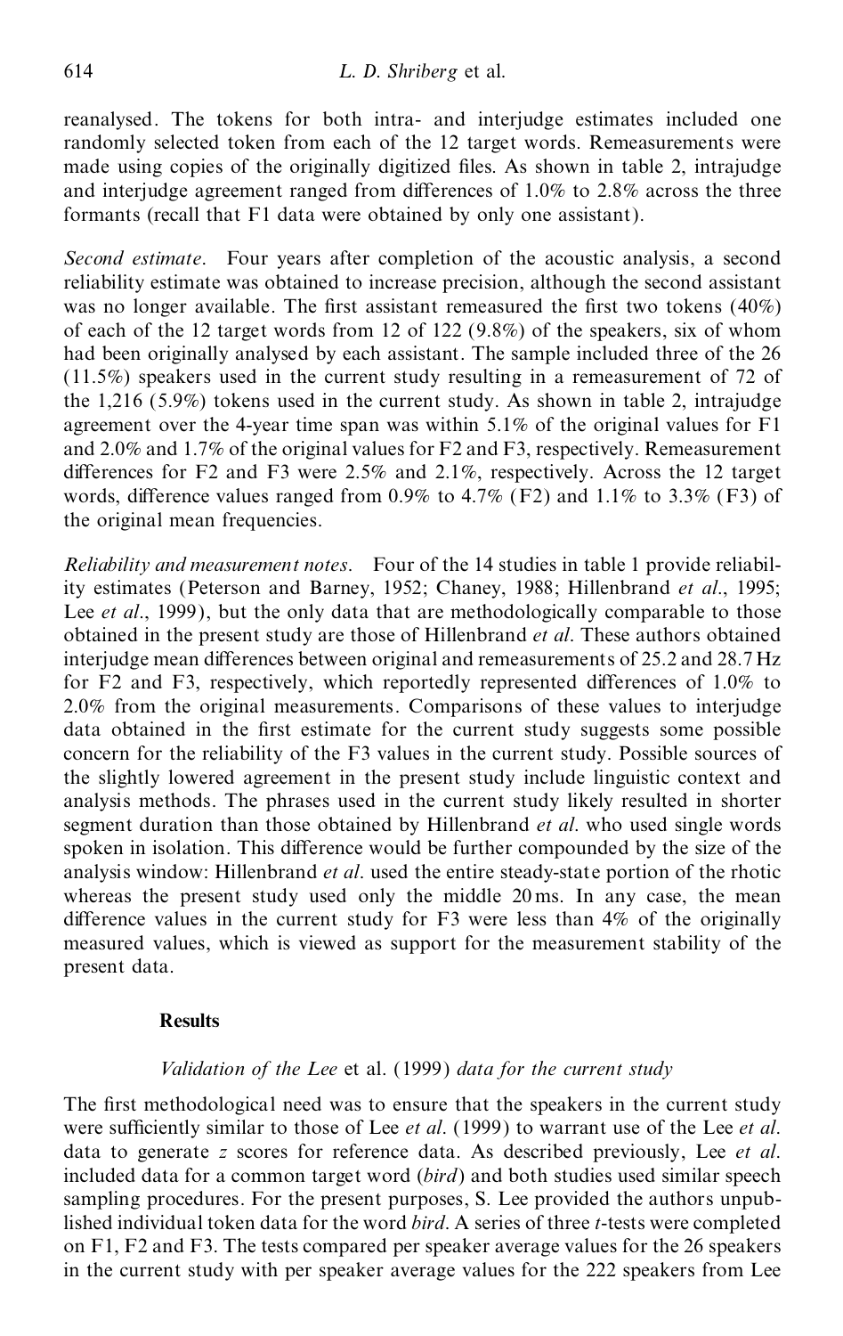reanalysed. The tokens for both intra- and interjudge estimates included one randomly selected token from each of the 12 target words. Remeasurements were made using copies of the originally digitized files. As shown in table 2, intrajudge and interjudge agreement ranged from differences of 1.0% to 2.8% across the three formants (recall that F1 data were obtained by only one assistant).

*Second estimate*. Four years after completion of the acoustic analysis, a second reliability estimate was obtained to increase precision, although the second assistant was no longer available. The first assistant remeasured the first two tokens (40%) of each of the 12 target words from 12 of 122 (9.8%) of the speakers, six of whom had been originally analysed by each assistant. The sample included three of the 26 (11.5%) speakers used in the current study resulting in a remeasurement of 72 of the 1,216 (5.9%) tokens used in the current study. As shown in table 2, intrajudge agreement over the 4-year time span was within 5.1% of the original values for F1 and 2.0% and 1.7% of the original values for F2 and F3, respectively. Remeasurement differences for F2 and F3 were 2.5% and 2.1%, respectively. Across the 12 target words, difference values ranged from 0.9% to 4.7% (F2) and 1.1% to 3.3% (F3) of the original mean frequencies.

*Reliability and measurement notes*. Four of the 14 studies in table 1 provide reliability estimates (Peterson and Barney, 1952; Chaney, 1988; Hillenbrand *et al*., 1995; Lee *et al*., 1999), but the only data that are methodologically comparable to those obtained in the present study are those of Hillenbrand *et al*. These authors obtained interjudge mean differences between original and remeasurements of 25.2 and 28.7 Hz for F2 and F3, respectively, which reportedly represented differences of 1.0% to 2.0% from the original measurements. Comparisons of these values to interjudge data obtained in the first estimate for the current study suggests some possible concern for the reliability of the F3 values in the current study. Possible sources of the slightly lowered agreement in the present study include linguistic context and analysis methods. The phrases used in the current study likely resulted in shorter segment duration than those obtained by Hillenbrand *et al*. who used single words spoken in isolation. This difference would be further compounded by the size of the analysis window: Hillenbrand *et al*. used the entire steady-state portion of the rhotic whereas the present study used only the middle 20 ms. In any case, the mean difference values in the current study for F3 were less than 4% of the originally measured values, which is viewed as support for the measurement stability of the present data.

## Results

### *Validation of the Lee* et al. *(1999) data for the current study*

The first methodological need was to ensure that the speakers in the current study were sufficiently similar to those of Lee *et al*. (1999) to warrant use of the Lee *et al*. data to generate $z$ scores for reference data. As described previously, Lee *et al*. included data for a common target word (*bird*) and both studies used similar speech sampling procedures. For the present purposes, S. Lee provided the authors unpublished individual token data for the word *bird*. A series of three $t$-tests were completed on F1, F2 and F3. The tests compared per speaker average values for the 26 speakers in the current study with per speaker average values for the 222 speakers from Lee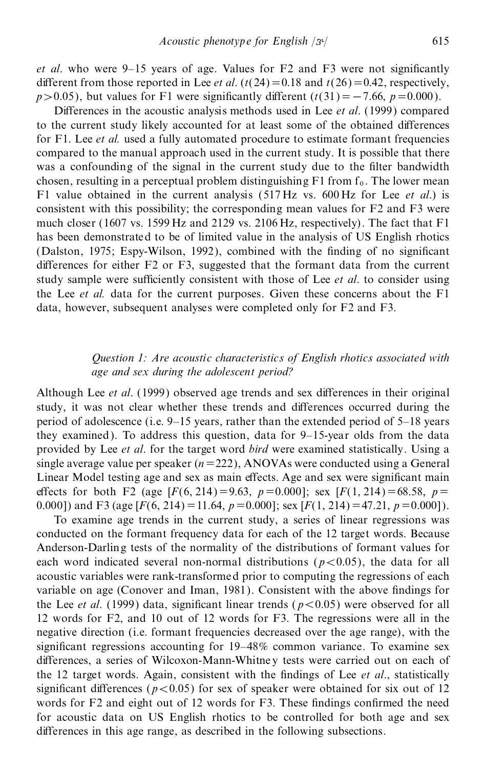*et al*. who were 9–15 years of age. Values for F2 and F3 were not significantly different from those reported in Lee *et al*. ($t(24) = 0.18$ and $t(26) = 0.42$, respectively, $p > 0.05$), but values for F1 were significantly different ($t(31) = -7.66$, $p = 0.000$).

Differences in the acoustic analysis methods used in Lee *et al*. (1999) compared to the current study likely accounted for at least some of the obtained differences for F1. Lee *et al.* used a fully automated procedure to estimate formant frequencies compared to the manual approach used in the current study. It is possible that there was a confounding of the signal in the current study due to the filter bandwidth chosen, resulting in a perceptual problem distinguishing F1 from $f_0$. The lower mean F1 value obtained in the current analysis (517 Hz vs. 600 Hz for Lee *et al*.) is consistent with this possibility; the corresponding mean values for F2 and F3 were much closer (1607 vs. 1599 Hz and 2129 vs. 2106 Hz, respectively). The fact that F1 has been demonstrated to be of limited value in the analysis of US English rhotics (Dalston, 1975; Espy-Wilson, 1992), combined with the finding of no significant differences for either F2 or F3, suggested that the formant data from the current study sample were sufficiently consistent with those of Lee *et al*. to consider using the Lee *et al.* data for the current purposes. Given these concerns about the F1 data, however, subsequent analyses were completed only for F2 and F3.

### *Question 1: Are acoustic characteristics of English rhotics associated with age and sex during the adolescent period?*

Although Lee *et al*. (1999) observed age trends and sex differences in their original study, it was not clear whether these trends and differences occurred during the period of adolescence (i.e. 9–15 years, rather than the extended period of 5–18 years they examined). To address this question, data for 9–15-year olds from the data provided by Lee *et al*. for the target word *bird* were examined statistically. Using a single average value per speaker ($n = 222$), ANOVAs were conducted using a General Linear Model testing age and sex as main effects. Age and sex were significant main effects for both F2 (age [$F(6, 214) = 9.63$, $p = 0.000$]; sex [$F(1, 214) = 68.58$, $p = 0.000$]) and F3 (age [$F(6, 214) = 11.64$, $p = 0.000$]; sex [$F(1, 214) = 47.21$, $p = 0.000$]).

To examine age trends in the current study, a series of linear regressions was conducted on the formant frequency data for each of the 12 target words. Because Anderson-Darling tests of the normality of the distributions of formant values for each word indicated several non-normal distributions ($p < 0.05$), the data for all acoustic variables were rank-transformed prior to computing the regressions of each variable on age (Conover and Iman, 1981). Consistent with the above findings for the Lee *et al*. (1999) data, significant linear trends ($p < 0.05$) were observed for all 12 words for F2, and 10 out of 12 words for F3. The regressions were all in the negative direction (i.e. formant frequencies decreased over the age range), with the significant regressions accounting for 19–48% common variance. To examine sex differences, a series of Wilcoxon-Mann-Whitney tests were carried out on each of the 12 target words. Again, consistent with the findings of Lee *et al*., statistically significant differences ($p < 0.05$) for sex of speaker were obtained for six out of 12 words for F2 and eight out of 12 words for F3. These findings confirmed the need for acoustic data on US English rhotics to be controlled for both age and sex differences in this age range, as described in the following subsections.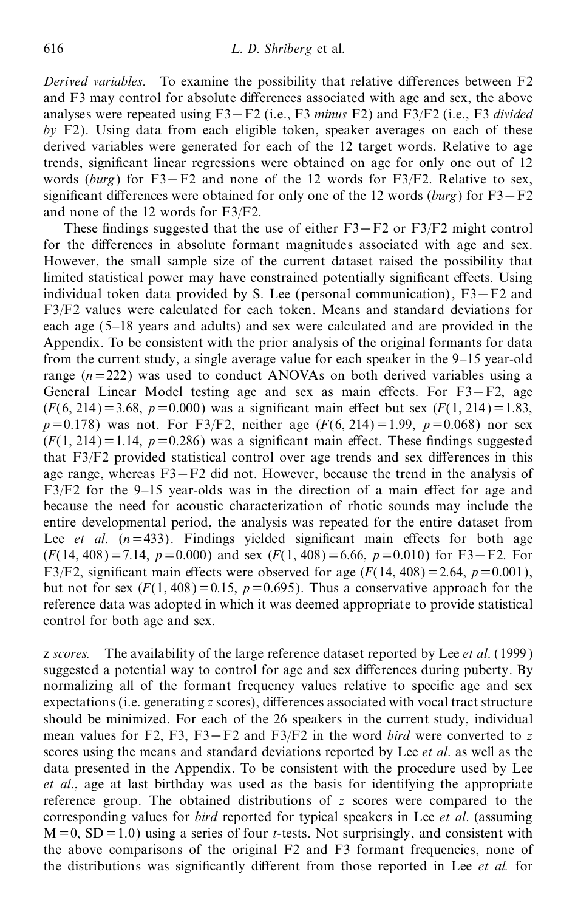*Derived variables.* To examine the possibility that relative differences between F2 and F3 may control for absolute differences associated with age and sex, the above analyses were repeated using F3−F2 (i.e., F3 *minus* F2) and F3/F2 (i.e., F3 *divided by* F2). Using data from each eligible token, speaker averages on each of these derived variables were generated for each of the 12 target words. Relative to age trends, significant linear regressions were obtained on age for only one out of 12 words (*burg*) for F3−F2 and none of the 12 words for F3/F2. Relative to sex, significant differences were obtained for only one of the 12 words (*burg*) for F3−F2 and none of the 12 words for F3/F2.

These findings suggested that the use of either F3−F2 or F3/F2 might control for the differences in absolute formant magnitudes associated with age and sex. However, the small sample size of the current dataset raised the possibility that limited statistical power may have constrained potentially significant effects. Using individual token data provided by S. Lee (personal communication), F3−F2 and F3/F2 values were calculated for each token. Means and standard deviations for each age (5–18 years and adults) and sex were calculated and are provided in the Appendix. To be consistent with the prior analysis of the original formants for data from the current study, a single average value for each speaker in the 9–15 year-old range ($n = 222$) was used to conduct ANOVAs on both derived variables using a General Linear Model testing age and sex as main effects. For F3−F2, age ($F(6, 214) = 3.68$, $p = 0.000$) was a significant main effect but sex ($F(1, 214) = 1.83$, $p = 0.178$) was not. For F3/F2, neither age ($F(6, 214) = 1.99$, $p = 0.068$) nor sex ($F(1, 214) = 1.14$, $p = 0.286$) was a significant main effect. These findings suggested that F3/F2 provided statistical control over age trends and sex differences in this age range, whereas F3−F2 did not. However, because the trend in the analysis of F3/F2 for the 9–15 year-olds was in the direction of a main effect for age and because the need for acoustic characterization of rhotic sounds may include the entire developmental period, the analysis was repeated for the entire dataset from Lee *et al.* ($n = 433$). Findings yielded significant main effects for both age ($F(14, 408) = 7.14$, $p = 0.000$) and sex ($F(1, 408) = 6.66$, $p = 0.010$) for F3−F2. For F3/F2, significant main effects were observed for age ($F(14, 408) = 2.64$, $p = 0.001$), but not for sex ($F(1, 408) = 0.15$, $p = 0.695$). Thus a conservative approach for the reference data was adopted in which it was deemed appropriate to provide statistical control for both age and sex.

*z scores.* The availability of the large reference dataset reported by Lee *et al.* (1999) suggested a potential way to control for age and sex differences during puberty. By normalizing all of the formant frequency values relative to specific age and sex expectations (i.e. generating $z$ scores), differences associated with vocal tract structure should be minimized. For each of the 26 speakers in the current study, individual mean values for F2, F3, F3−F2 and F3/F2 in the word *bird* were converted to $z$ scores using the means and standard deviations reported by Lee *et al.* as well as the data presented in the Appendix. To be consistent with the procedure used by Lee *et al.*, age at last birthday was used as the basis for identifying the appropriate reference group. The obtained distributions of $z$ scores were compared to the corresponding values for *bird* reported for typical speakers in Lee *et al.* (assuming $M = 0$, $SD = 1.0$) using a series of four $t$-tests. Not surprisingly, and consistent with the above comparisons of the original F2 and F3 formant frequencies, none of the distributions was significantly different from those reported in Lee *et al.* for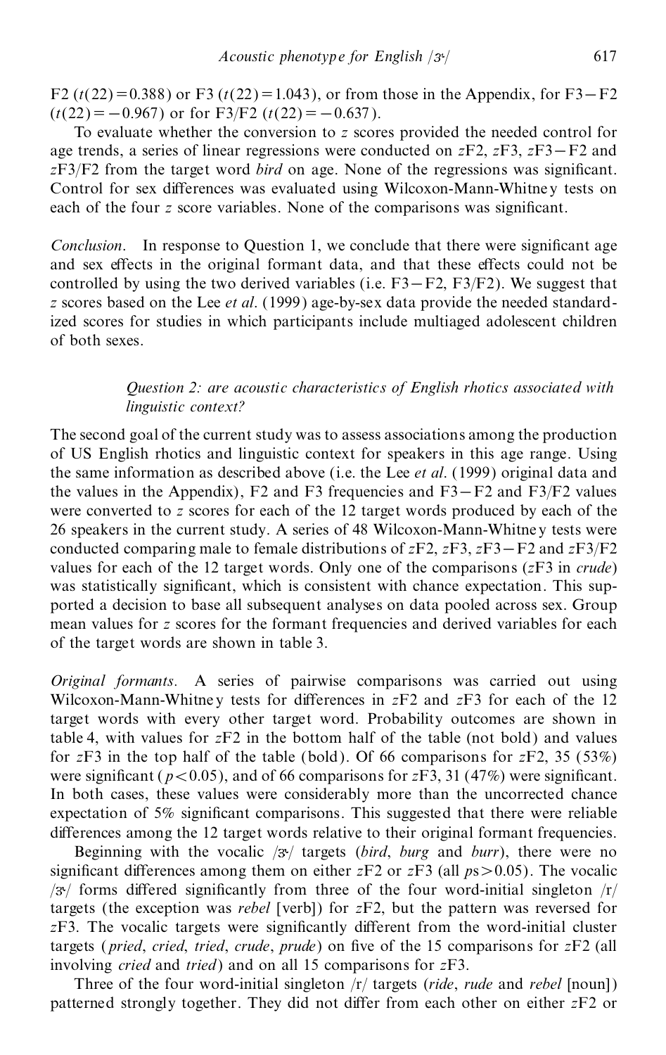F2 ($t(22) = 0.388$) or F3 ($t(22) = 1.043$), or from those in the Appendix, for F3−F2 ($t(22) = -0.967$) or for F3/F2 ($t(22) = -0.637$).

To evaluate whether the conversion to *z* scores provided the needed control for age trends, a series of linear regressions were conducted on *z*F2, *z*F3, *z*F3−F2 and *z*F3/F2 from the target word *bird* on age. None of the regressions was significant. Control for sex differences was evaluated using Wilcoxon-Mann-Whitney tests on each of the four *z* score variables. None of the comparisons was significant.

*Conclusion*. In response to Question 1, we conclude that there were significant age and sex effects in the original formant data, and that these effects could not be controlled by using the two derived variables (i.e. F3−F2, F3/F2). We suggest that *z* scores based on the Lee *et al*. (1999) age-by-sex data provide the needed standardized scores for studies in which participants include multiaged adolescent children of both sexes.

### *Question 2: are acoustic characteristics of English rhotics associated with linguistic context?*

The second goal of the current study was to assess associations among the production of US English rhotics and linguistic context for speakers in this age range. Using the same information as described above (i.e. the Lee *et al*. (1999) original data and the values in the Appendix), F2 and F3 frequencies and F3−F2 and F3/F2 values were converted to *z* scores for each of the 12 target words produced by each of the 26 speakers in the current study. A series of 48 Wilcoxon-Mann-Whitney tests were conducted comparing male to female distributions of *z*F2, *z*F3, *z*F3−F2 and *z*F3/F2 values for each of the 12 target words. Only one of the comparisons (*z*F3 in *crude*) was statistically significant, which is consistent with chance expectation. This supported a decision to base all subsequent analyses on data pooled across sex. Group mean values for *z* scores for the formant frequencies and derived variables for each of the target words are shown in table 3.

*Original formants*. A series of pairwise comparisons was carried out using Wilcoxon-Mann-Whitney tests for differences in *z*F2 and *z*F3 for each of the 12 target words with every other target word. Probability outcomes are shown in table 4, with values for *z*F2 in the bottom half of the table (not bold) and values for *z*F3 in the top half of the table (bold). Of 66 comparisons for *z*F2, 35 (53%) were significant ($p < 0.05$), and of 66 comparisons for *z*F3, 31 (47%) were significant. In both cases, these values were considerably more than the uncorrected chance expectation of 5% significant comparisons. This suggested that there were reliable differences among the 12 target words relative to their original formant frequencies.

Beginning with the vocalic /ɝ/ targets (*bird*, *burg* and *burr*), there were no significant differences among them on either *z*F2 or *z*F3 (all $ps > 0.05$). The vocalic /ɝ/ forms differed significantly from three of the four word-initial singleton /r/ targets (the exception was *rebel* [verb]) for *z*F2, but the pattern was reversed for *z*F3. The vocalic targets were significantly different from the word-initial cluster targets (*pried*, *cried*, *tried*, *crude*, *prude*) on five of the 15 comparisons for *z*F2 (all involving *cried* and *tried*) and on all 15 comparisons for *z*F3.

Three of the four word-initial singleton /r/ targets (*ride*, *rude* and *rebel* [noun]) patterned strongly together. They did not differ from each other on either *z*F2 or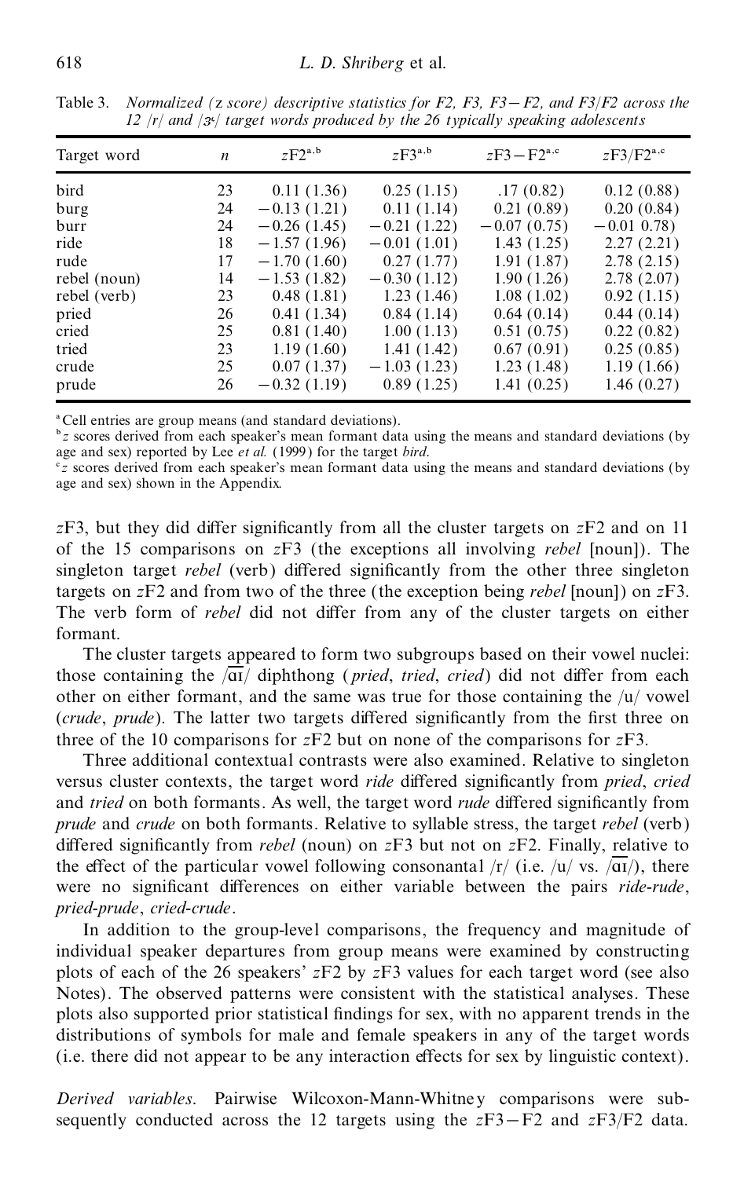Table 3. *Normalized (z score) descriptive statistics for F2, F3, F3−F2, and F3/F2 across the 12 /r/ and /ɝ/ target words produced by the 26 typically speaking adolescents*

| Target word | *n* | $z$F2[a,b] | $z$F3[a,b] | $z$F3−F2[a,c] | $z$F3/F2[a,c] |
|---|---|---|---|---|---|
| bird | 23 | 0.11 (1.36) | 0.25 (1.15) | .17 (0.82) | 0.12 (0.88) |
| burg | 24 | −0.13 (1.21) | 0.11 (1.14) | 0.21 (0.89) | 0.20 (0.84) |
| burr | 24 | −0.26 (1.45) | −0.21 (1.22) | −0.07 (0.75) | −0.01 0.78) |
| ride | 18 | −1.57 (1.96) | −0.01 (1.01) | 1.43 (1.25) | 2.27 (2.21) |
| rude | 17 | −1.70 (1.60) | 0.27 (1.77) | 1.91 (1.87) | 2.78 (2.15) |
| rebel (noun) | 14 | −1.53 (1.82) | −0.30 (1.12) | 1.90 (1.26) | 2.78 (2.07) |
| rebel (verb) | 23 | 0.48 (1.81) | 1.23 (1.46) | 1.08 (1.02) | 0.92 (1.15) |
| pried | 26 | 0.41 (1.34) | 0.84 (1.14) | 0.64 (0.14) | 0.44 (0.14) |
| cried | 25 | 0.81 (1.40) | 1.00 (1.13) | 0.51 (0.75) | 0.22 (0.82) |
| tried | 23 | 1.19 (1.60) | 1.41 (1.42) | 0.67 (0.91) | 0.25 (0.85) |
| crude | 25 | 0.07 (1.37) | −1.03 (1.23) | 1.23 (1.48) | 1.19 (1.66) |
| prude | 26 | −0.32 (1.19) | 0.89 (1.25) | 1.41 (0.25) | 1.46 (0.27) |

[a] Cell entries are group means (and standard deviations).
[b] *z* scores derived from each speaker's mean formant data using the means and standard deviations (by age and sex) reported by Lee *et al.* (1999) for the target *bird*.
[c] *z* scores derived from each speaker's mean formant data using the means and standard deviations (by age and sex) shown in the Appendix.

*z*F3, but they did differ significantly from all the cluster targets on *z*F2 and on 11 of the 15 comparisons on *z*F3 (the exceptions all involving *rebel* [noun]). The singleton target *rebel* (verb) differed significantly from the other three singleton targets on *z*F2 and from two of the three (the exception being *rebel* [noun]) on *z*F3. The verb form of *rebel* did not differ from any of the cluster targets on either formant.

The cluster targets appeared to form two subgroups based on their vowel nuclei: those containing the /a͡ɪ/ diphthong (*pried*, *tried*, *cried*) did not differ from each other on either formant, and the same was true for those containing the /u/ vowel (*crude*, *prude*). The latter two targets differed significantly from the first three on three of the 10 comparisons for *z*F2 but on none of the comparisons for *z*F3.

Three additional contextual contrasts were also examined. Relative to singleton versus cluster contexts, the target word *ride* differed significantly from *pried*, *cried* and *tried* on both formants. As well, the target word *rude* differed significantly from *prude* and *crude* on both formants. Relative to syllable stress, the target *rebel* (verb) differed significantly from *rebel* (noun) on *z*F3 but not on *z*F2. Finally, relative to the effect of the particular vowel following consonantal /r/ (i.e. /u/ vs. /a͡ɪ/), there were no significant differences on either variable between the pairs *ride*-*rude*, *pried*-*prude*, *cried*-*crude*.

In addition to the group-level comparisons, the frequency and magnitude of individual speaker departures from group means were examined by constructing plots of each of the 26 speakers' *z*F2 by *z*F3 values for each target word (see also Notes). The observed patterns were consistent with the statistical analyses. These plots also supported prior statistical findings for sex, with no apparent trends in the distributions of symbols for male and female speakers in any of the target words (i.e. there did not appear to be any interaction effects for sex by linguistic context).

*Derived variables.* Pairwise Wilcoxon-Mann-Whitney comparisons were subsequently conducted across the 12 targets using the *z*F3−F2 and *z*F3/F2 data.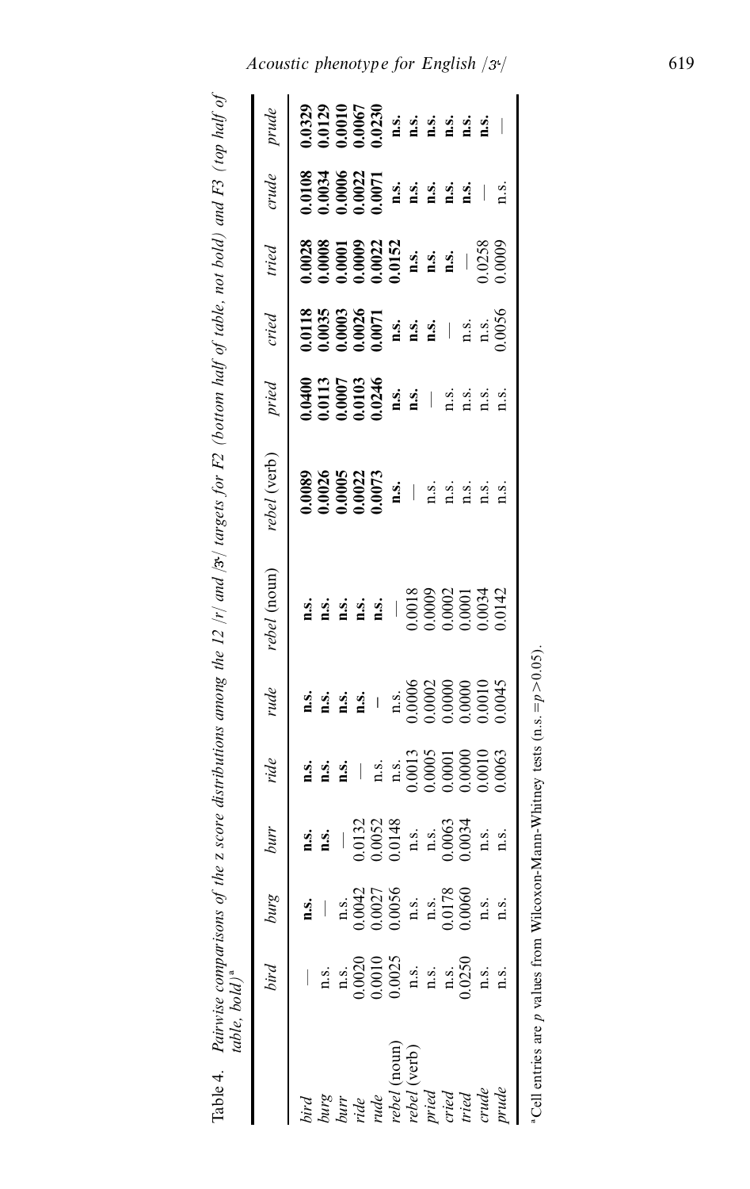Table 4. *Pairwise comparisons of the* z *score distributions among the 12 /r/ and /ɝ/ targets for F2 (bottom half of table, not bold) and F3 (top half of table, bold)*[a]

| | *bird* | *burg* | *burr* | *ride* | *rude* | *rebel* (noun) | *rebel* (verb) | *pried* | *cried* | *tried* | *crude* | *prude* |
|---|---|---|---|---|---|---|---|---|---|---|---|---|
| *bird* | — | **n.s.** | **n.s.** | **n.s.** | **n.s.** | **n.s.** | **0.0089** | **0.0400** | **0.0118** | **0.0028** | **0.0108** | **0.0329** |
| *burg* | n.s. | — | **n.s.** | **n.s.** | **n.s.** | **n.s.** | **0.0026** | **0.0113** | **0.0035** | **0.0008** | **0.0034** | **0.0129** |
| *burr* | n.s. | n.s. | — | **n.s.** | **n.s.** | **n.s.** | **0.0005** | **0.0007** | **0.0003** | **0.0001** | **0.0006** | **0.0010** |
| *ride* | 0.0020 | 0.0042 | 0.0132 | — | **n.s.** | **n.s.** | **0.0022** | **0.0103** | **0.0026** | **0.0009** | **0.0022** | **0.0067** |
| *rude* | 0.0010 | 0.0027 | 0.0052 | n.s. | — | **n.s.** | **0.0073** | **0.0246** | **0.0071** | **0.0022** | **0.0071** | **0.0230** |
| *rebel* (noun) | 0.0025 | 0.0056 | 0.0148 | n.s. | n.s. | — | **n.s.** | **n.s.** | **n.s.** | **0.0152** | **n.s.** | **n.s.** |
| *rebel* (verb) | n.s. | n.s. | n.s. | 0.0013 | 0.0006 | 0.0018 | — | **n.s.** | **n.s.** | **n.s.** | **n.s.** | **n.s.** |
| *pried* | n.s. | n.s. | n.s. | 0.0005 | 0.0002 | 0.0009 | n.s. | — | **n.s.** | **n.s.** | **n.s.** | **n.s.** |
| *cried* | n.s. | 0.0178 | 0.0063 | 0.0001 | 0.0000 | 0.0002 | n.s. | n.s. | — | **n.s.** | **n.s.** | **n.s.** |
| *tried* | 0.0250 | 0.0060 | 0.0034 | 0.0000 | 0.0000 | 0.0001 | n.s. | n.s. | n.s. | — | **n.s.** | **n.s.** |
| *crude* | n.s. | n.s. | n.s. | 0.0010 | 0.0010 | 0.0034 | n.s. | n.s. | n.s. | 0.0258 | — | **n.s.** |
| *prude* | n.s. | n.s. | n.s. | 0.0063 | 0.0045 | 0.0142 | n.s. | n.s. | 0.0056 | 0.0009 | n.s. | — |

[a]Cell entries are $p$ values from Wilcoxon-Mann-Whitney tests (n.s. $= p > 0.05$).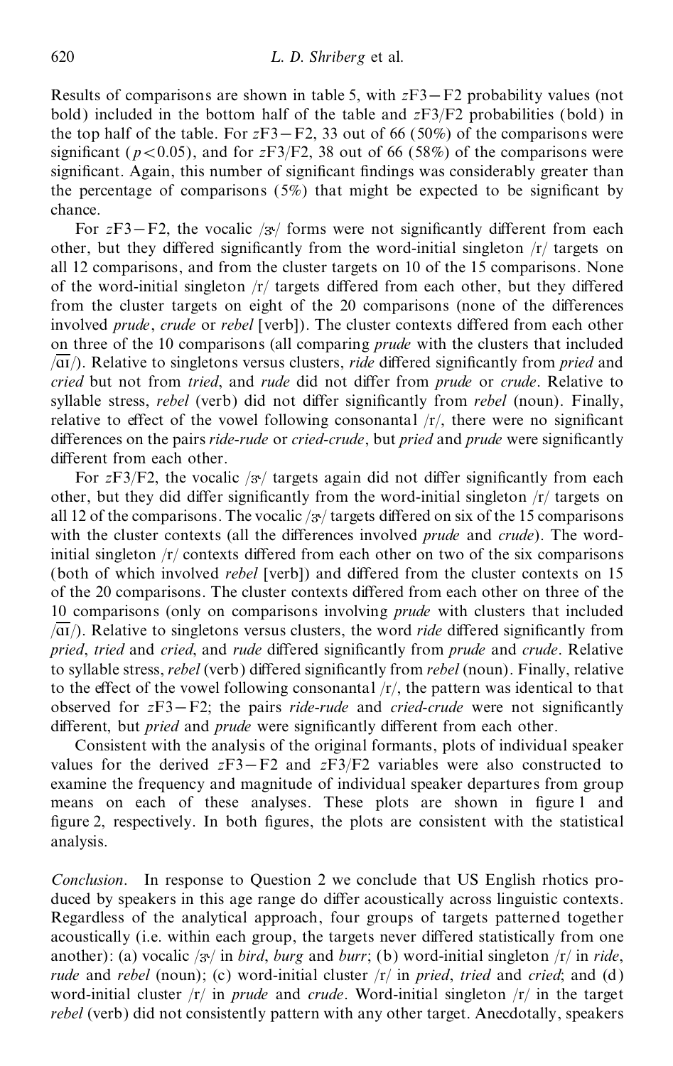Results of comparisons are shown in table 5, with $z$F3−F2 probability values (not bold) included in the bottom half of the table and $z$F3/F2 probabilities (**bold**) in the top half of the table. For $z$F3−F2, 33 out of 66 (50%) of the comparisons were significant ($p<0.05$), and for $z$F3/F2, 38 out of 66 (58%) of the comparisons were significant. Again, this number of significant findings was considerably greater than the percentage of comparisons (5%) that might be expected to be significant by chance.

For $z$F3−F2, the vocalic /ɝ/ forms were not significantly different from each other, but they differed significantly from the word-initial singleton /r/ targets on all 12 comparisons, and from the cluster targets on 10 of the 15 comparisons. None of the word-initial singleton /r/ targets differed from each other, but they differed from the cluster targets on eight of the 20 comparisons (none of the differences involved *prude*, *crude* or *rebel* [verb]). The cluster contexts differed from each other on three of the 10 comparisons (all comparing *prude* with the clusters that included /aɪ/). Relative to singletons versus clusters, *ride* differed significantly from *pried* and *cried* but not from *tried*, and *rude* did not differ from *prude* or *crude*. Relative to syllable stress, *rebel* (verb) did not differ significantly from *rebel* (noun). Finally, relative to effect of the vowel following consonantal /r/, there were no significant differences on the pairs *ride-rude* or *cried-crude*, but *pried* and *prude* were significantly different from each other.

For $z$F3/F2, the vocalic /ɝ/ targets again did not differ significantly from each other, but they did differ significantly from the word-initial singleton /r/ targets on all 12 of the comparisons. The vocalic /ɝ/ targets differed on six of the 15 comparisons with the cluster contexts (all the differences involved *prude* and *crude*). The word-initial singleton /r/ contexts differed from each other on two of the six comparisons (both of which involved *rebel* [verb]) and differed from the cluster contexts on 15 of the 20 comparisons. The cluster contexts differed from each other on three of the 10 comparisons (only on comparisons involving *prude* with clusters that included /aɪ/). Relative to singletons versus clusters, the word *ride* differed significantly from *pried*, *tried* and *cried*, and *rude* differed significantly from *prude* and *crude*. Relative to syllable stress, *rebel* (verb) differed significantly from *rebel* (noun). Finally, relative to the effect of the vowel following consonantal /r/, the pattern was identical to that observed for $z$F3−F2; the pairs *ride-rude* and *cried-crude* were not significantly different, but *pried* and *prude* were significantly different from each other.

Consistent with the analysis of the original formants, plots of individual speaker values for the derived $z$F3−F2 and $z$F3/F2 variables were also constructed to examine the frequency and magnitude of individual speaker departures from group means on each of these analyses. These plots are shown in figure 1 and figure 2, respectively. In both figures, the plots are consistent with the statistical analysis.

*Conclusion*. In response to Question 2 we conclude that US English rhotics produced by speakers in this age range do differ acoustically across linguistic contexts. Regardless of the analytical approach, four groups of targets patterned together acoustically (i.e. within each group, the targets never differed statistically from one another): (a) vocalic /ɝ/ in *bird*, *burg* and *burr*; (b) word-initial singleton /r/ in *ride*, *rude* and *rebel* (noun); (c) word-initial cluster /r/ in *pried*, *tried* and *cried*; and (d) word-initial cluster /r/ in *prude* and *crude*. Word-initial singleton /r/ in the target *rebel* (verb) did not consistently pattern with any other target. Anecdotally, speakers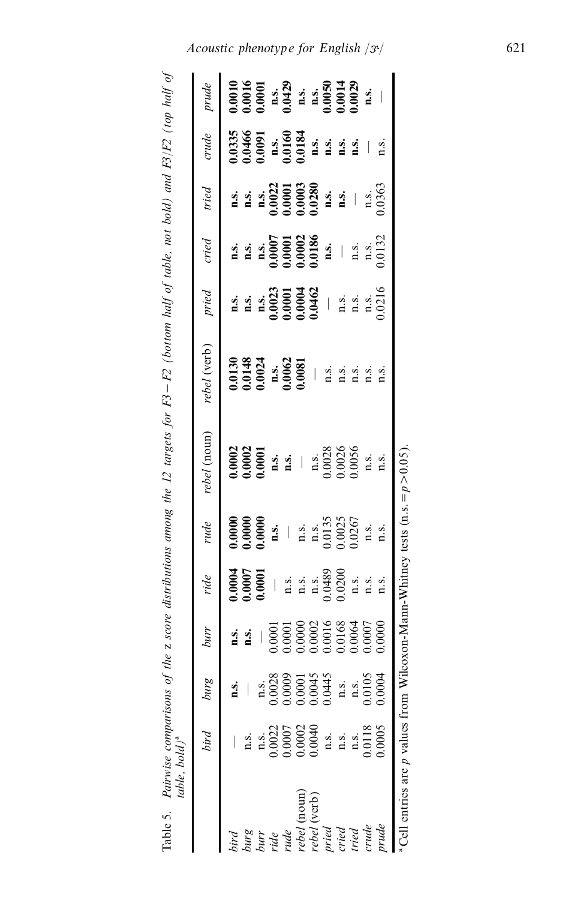Table 5. *Pairwise comparisons of the z score distributions among the 12 targets for F3 − F2 (bottom half of table, not bold) and F3/F2 (top half of table, bold)*[a]

| | *bird* | *burg* | *burr* | *ride* | *rude* | *rebel* (noun) | *rebel* (verb) | *pried* | *cried* | *tried* | *crude* | *prude* |
|---|---|---|---|---|---|---|---|---|---|---|---|---|
| *bird* | — | **n.s.** | **n.s.** | **0.0004** | **0.0000** | **0.0002** | **0.0130** | **n.s.** | **n.s.** | **n.s.** | **0.0335** | **0.0010** |
| *burg* | n.s. | — | **n.s.** | **0.0007** | **0.0000** | **0.0002** | **0.0148** | **n.s.** | **n.s.** | **n.s.** | **0.0466** | **0.0016** |
| *burr* | n.s. | n.s. | — | **0.0001** | **0.0000** | **0.0001** | **0.0024** | **n.s.** | **n.s.** | **n.s.** | **0.0091** | **0.0001** |
| *ride* | 0.0022 | 0.0028 | 0.0001 | — | **n.s.** | **n.s.** | **n.s.** | **0.0023** | **0.0007** | **0.0022** | **n.s.** | **n.s.** |
| *rude* | 0.0007 | 0.0009 | 0.0001 | n.s. | — | **n.s.** | **0.0062** | **0.0001** | **0.0001** | **0.0001** | **0.0160** | **0.0429** |
| *rebel* (noun) | 0.0002 | 0.0001 | 0.0000 | n.s. | n.s. | — | **0.0081** | **0.0004** | **0.0002** | **0.0003** | **0.0184** | **n.s.** |
| *rebel* (verb) | 0.0040 | 0.0045 | 0.0002 | n.s. | n.s. | n.s. | — | **0.0462** | **0.0186** | **0.0280** | **n.s.** | **n.s.** |
| *pried* | n.s. | 0.0445 | 0.0016 | 0.0489 | 0.0135 | 0.0028 | n.s. | — | **n.s.** | **n.s.** | **n.s.** | **0.0050** |
| *cried* | n.s. | n.s. | 0.0168 | 0.0200 | 0.0025 | 0.0026 | n.s. | n.s. | — | **n.s.** | **n.s.** | **0.0014** |
| *tried* | n.s. | n.s. | 0.0064 | n.s. | 0.0267 | 0.0056 | n.s. | n.s. | n.s. | — | **n.s.** | **0.0029** |
| *crude* | 0.0118 | 0.0105 | 0.0007 | n.s. | n.s. | n.s. | n.s. | n.s. | n.s. | n.s. | — | **n.s.** |
| *prude* | 0.0005 | 0.0004 | 0.0000 | n.s. | n.s. | n.s. | n.s. | 0.0216 | 0.0132 | 0.0363 | n.s. | — |

[a] Cell entries are $p$ values from Wilcoxon-Mann-Whitney tests (n.s. = $p > 0.05$).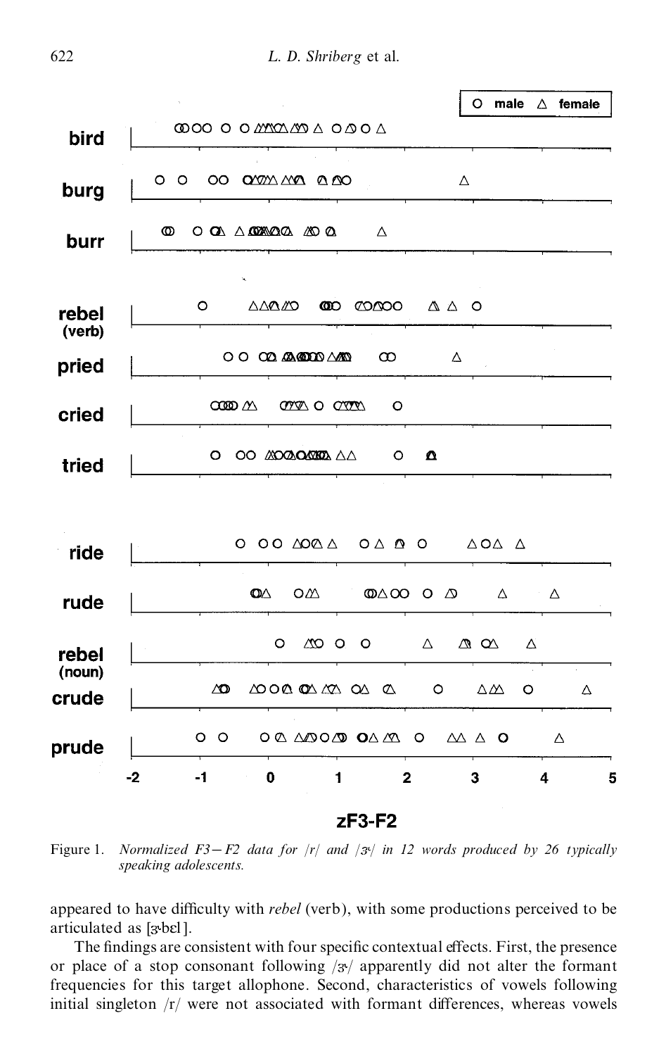Figure 1. *Normalized F3 − F2 data for /r/ and /ɝ/ in 12 words produced by 26 typically speaking adolescents.*

appeared to have difficulty with *rebel* (verb), with some productions perceived to be articulated as [ɝbɛl].

The findings are consistent with four specific contextual effects. First, the presence or place of a stop consonant following /ɝ/ apparently did not alter the formant frequencies for this target allophone. Second, characteristics of vowels following initial singleton /r/ were not associated with formant differences, whereas vowels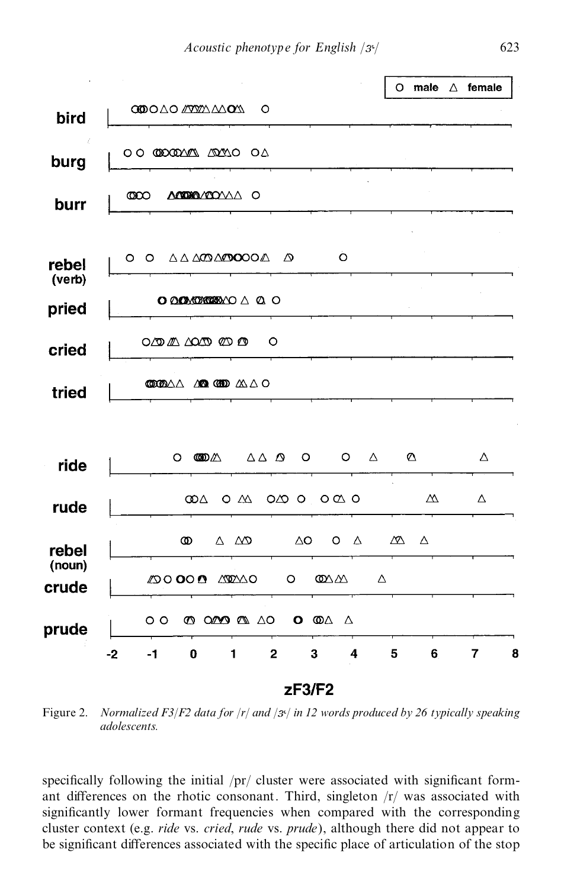Figure 2. *Normalized F3/F2 data for /r/ and /ɝ/ in 12 words produced by 26 typically speaking adolescents.*

specifically following the initial /pr/ cluster were associated with significant formant differences on the rhotic consonant. Third, singleton /r/ was associated with significantly lower formant frequencies when compared with the corresponding cluster context (e.g. *ride* vs. *cried*, *rude* vs. *prude*), although there did not appear to be significant differences associated with the specific place of articulation of the stop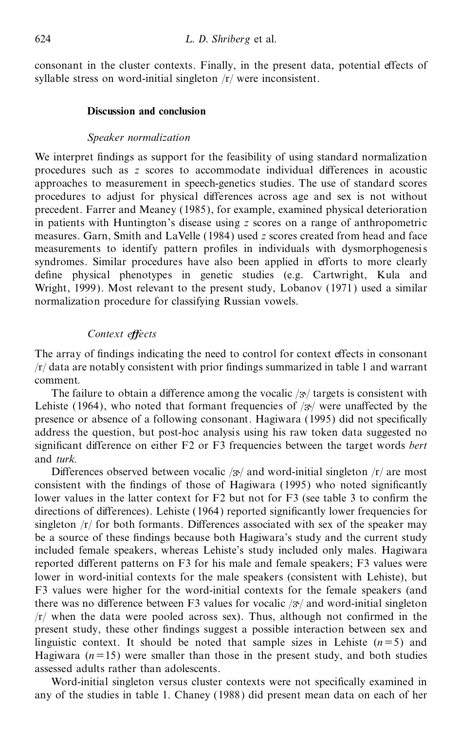consonant in the cluster contexts. Finally, in the present data, potential effects of syllable stress on word-initial singleton /r/ were inconsistent.

## Discussion and conclusion

### *Speaker normalization*

We interpret findings as support for the feasibility of using standard normalization procedures such as *z* scores to accommodate individual differences in acoustic approaches to measurement in speech-genetics studies. The use of standard scores procedures to adjust for physical differences across age and sex is not without precedent. Farrer and Meaney (1985), for example, examined physical deterioration in patients with Huntington's disease using *z* scores on a range of anthropometric measures. Garn, Smith and LaVelle (1984) used *z* scores created from head and face measurements to identify pattern profiles in individuals with dysmorphogenesis syndromes. Similar procedures have also been applied in efforts to more clearly define physical phenotypes in genetic studies (e.g. Cartwright, Kula and Wright, 1999). Most relevant to the present study, Lobanov (1971) used a similar normalization procedure for classifying Russian vowels.

### *Context effects*

The array of findings indicating the need to control for context effects in consonant /r/ data are notably consistent with prior findings summarized in table 1 and warrant comment.

The failure to obtain a difference among the vocalic /ɝ/ targets is consistent with Lehiste (1964), who noted that formant frequencies of /ɝ/ were unaffected by the presence or absence of a following consonant. Hagiwara (1995) did not specifically address the question, but post-hoc analysis using his raw token data suggested no significant difference on either F2 or F3 frequencies between the target words *bert* and *turk*.

Differences observed between vocalic /ɝ/ and word-initial singleton /r/ are most consistent with the findings of those of Hagiwara (1995) who noted significantly lower values in the latter context for F2 but not for F3 (see table 3 to confirm the directions of differences). Lehiste (1964) reported significantly lower frequencies for singleton /r/ for both formants. Differences associated with sex of the speaker may be a source of these findings because both Hagiwara's study and the current study included female speakers, whereas Lehiste's study included only males. Hagiwara reported different patterns on F3 for his male and female speakers; F3 values were lower in word-initial contexts for the male speakers (consistent with Lehiste), but F3 values were higher for the word-initial contexts for the female speakers (and there was no difference between F3 values for vocalic /ɝ/ and word-initial singleton /r/ when the data were pooled across sex). Thus, although not confirmed in the present study, these other findings suggest a possible interaction between sex and linguistic context. It should be noted that sample sizes in Lehiste ($n=5$) and Hagiwara ($n=15$) were smaller than those in the present study, and both studies assessed adults rather than adolescents.

Word-initial singleton versus cluster contexts were not specifically examined in any of the studies in table 1. Chaney (1988) did present mean data on each of her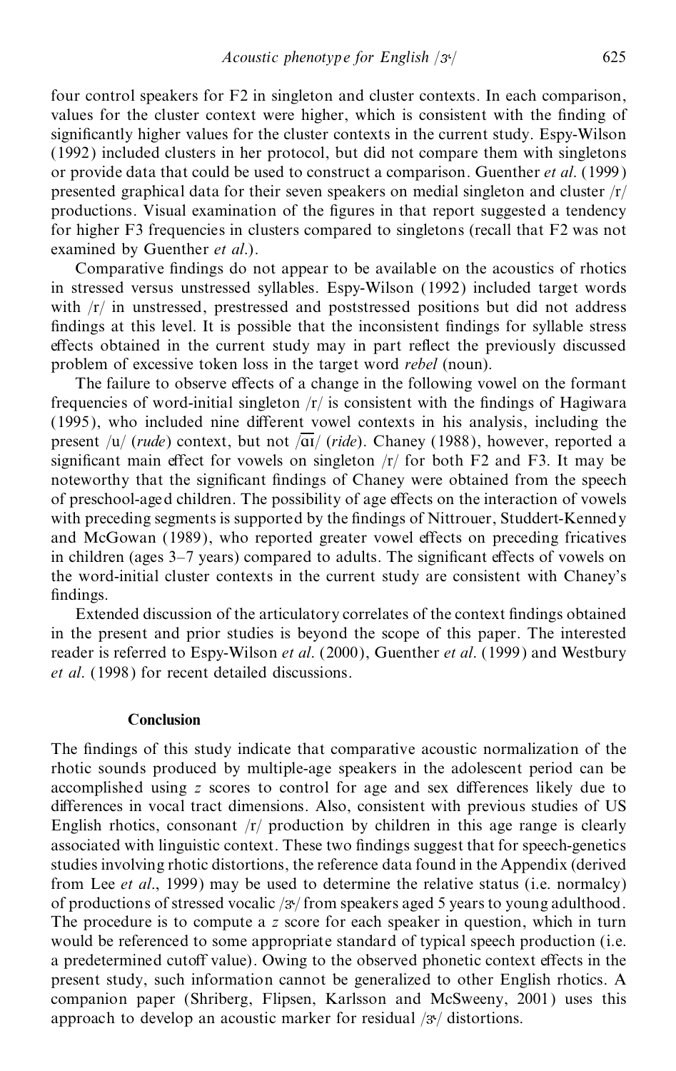four control speakers for F2 in singleton and cluster contexts. In each comparison, values for the cluster context were higher, which is consistent with the finding of significantly higher values for the cluster contexts in the current study. Espy-Wilson (1992) included clusters in her protocol, but did not compare them with singletons or provide data that could be used to construct a comparison. Guenther *et al.* (1999) presented graphical data for their seven speakers on medial singleton and cluster /r/ productions. Visual examination of the figures in that report suggested a tendency for higher F3 frequencies in clusters compared to singletons (recall that F2 was not examined by Guenther *et al.*).

Comparative findings do not appear to be available on the acoustics of rhotics in stressed versus unstressed syllables. Espy-Wilson (1992) included target words with /r/ in unstressed, prestressed and poststressed positions but did not address findings at this level. It is possible that the inconsistent findings for syllable stress effects obtained in the current study may in part reflect the previously discussed problem of excessive token loss in the target word *rebel* (noun).

The failure to observe effects of a change in the following vowel on the formant frequencies of word-initial singleton /r/ is consistent with the findings of Hagiwara (1995), who included nine different vowel contexts in his analysis, including the present /u/ (*rude*) context, but not /$\overline{\text{aɪ}}$/ (*ride*). Chaney (1988), however, reported a significant main effect for vowels on singleton /r/ for both F2 and F3. It may be noteworthy that the significant findings of Chaney were obtained from the speech of preschool-aged children. The possibility of age effects on the interaction of vowels with preceding segments is supported by the findings of Nittrouer, Studdert-Kennedy and McGowan (1989), who reported greater vowel effects on preceding fricatives in children (ages 3–7 years) compared to adults. The significant effects of vowels on the word-initial cluster contexts in the current study are consistent with Chaney's findings.

Extended discussion of the articulatory correlates of the context findings obtained in the present and prior studies is beyond the scope of this paper. The interested reader is referred to Espy-Wilson *et al.* (2000), Guenther *et al.* (1999) and Westbury *et al.* (1998) for recent detailed discussions.

## Conclusion

The findings of this study indicate that comparative acoustic normalization of the rhotic sounds produced by multiple-age speakers in the adolescent period can be accomplished using *z* scores to control for age and sex differences likely due to differences in vocal tract dimensions. Also, consistent with previous studies of US English rhotics, consonant /r/ production by children in this age range is clearly associated with linguistic context. These two findings suggest that for speech-genetics studies involving rhotic distortions, the reference data found in the Appendix (derived from Lee *et al.*, 1999) may be used to determine the relative status (i.e. normalcy) of productions of stressed vocalic /ɝ/ from speakers aged 5 years to young adulthood. The procedure is to compute a *z* score for each speaker in question, which in turn would be referenced to some appropriate standard of typical speech production (i.e. a predetermined cutoff value). Owing to the observed phonetic context effects in the present study, such information cannot be generalized to other English rhotics. A companion paper (Shriberg, Flipsen, Karlsson and McSweeny, 2001) uses this approach to develop an acoustic marker for residual /ɝ/ distortions.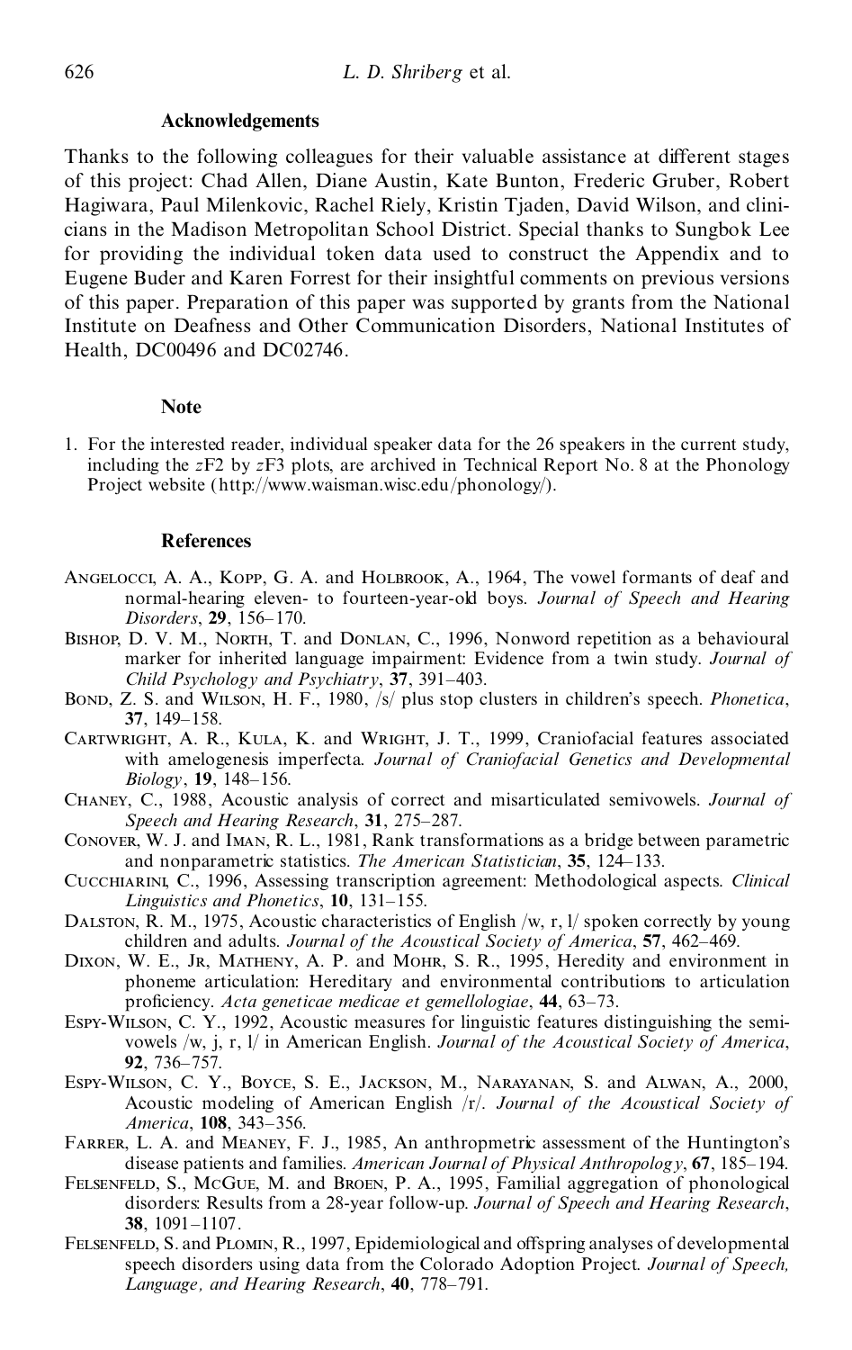## Acknowledgements

Thanks to the following colleagues for their valuable assistance at different stages of this project: Chad Allen, Diane Austin, Kate Bunton, Frederic Gruber, Robert Hagiwara, Paul Milenkovic, Rachel Riely, Kristin Tjaden, David Wilson, and clinicians in the Madison Metropolitan School District. Special thanks to Sungbok Lee for providing the individual token data used to construct the Appendix and to Eugene Buder and Karen Forrest for their insightful comments on previous versions of this paper. Preparation of this paper was supported by grants from the National Institute on Deafness and Other Communication Disorders, National Institutes of Health, DC00496 and DC02746.

## Note

1. For the interested reader, individual speaker data for the 26 speakers in the current study, including the *z*F2 by *z*F3 plots, are archived in Technical Report No. 8 at the Phonology Project website (http://www.waisman.wisc.edu/phonology/).

## References

Angelocci, A. A., Kopp, G. A. and Holbrook, A., 1964, The vowel formants of deaf and normal-hearing eleven- to fourteen-year-old boys. *Journal of Speech and Hearing Disorders*, **29**, 156–170.

Bishop, D. V. M., North, T. and Donlan, C., 1996, Nonword repetition as a behavioural marker for inherited language impairment: Evidence from a twin study. *Journal of Child Psychology and Psychiatry*, **37**, 391–403.

Bond, Z. S. and Wilson, H. F., 1980, /s/ plus stop clusters in children's speech. *Phonetica*, **37**, 149–158.

Cartwright, A. R., Kula, K. and Wright, J. T., 1999, Craniofacial features associated with amelogenesis imperfecta. *Journal of Craniofacial Genetics and Developmental Biology*, **19**, 148–156.

Chaney, C., 1988, Acoustic analysis of correct and misarticulated semivowels. *Journal of Speech and Hearing Research*, **31**, 275–287.

Conover, W. J. and Iman, R. L., 1981, Rank transformations as a bridge between parametric and nonparametric statistics. *The American Statistician*, **35**, 124–133.

Cucchiarini, C., 1996, Assessing transcription agreement: Methodological aspects. *Clinical Linguistics and Phonetics*, **10**, 131–155.

Dalston, R. M., 1975, Acoustic characteristics of English /w, r, l/ spoken correctly by young children and adults. *Journal of the Acoustical Society of America*, **57**, 462–469.

Dixon, W. E., Jr, Matheny, A. P. and Mohr, S. R., 1995, Heredity and environment in phoneme articulation: Hereditary and environmental contributions to articulation proficiency. *Acta geneticae medicae et gemellologiae*, **44**, 63–73.

Espy-Wilson, C. Y., 1992, Acoustic measures for linguistic features distinguishing the semivowels /w, j, r, l/ in American English. *Journal of the Acoustical Society of America*, **92**, 736–757.

Espy-Wilson, C. Y., Boyce, S. E., Jackson, M., Narayanan, S. and Alwan, A., 2000, Acoustic modeling of American English /r/. *Journal of the Acoustical Society of America*, **108**, 343–356.

Farrer, L. A. and Meaney, F. J., 1985, An anthropometric assessment of the Huntington's disease patients and families. *American Journal of Physical Anthropology*, **67**, 185–194.

Felsenfeld, S., McGue, M. and Broen, P. A., 1995, Familial aggregation of phonological disorders: Results from a 28-year follow-up. *Journal of Speech and Hearing Research*, **38**, 1091–1107.

Felsenfeld, S. and Plomin, R., 1997, Epidemiological and offspring analyses of developmental speech disorders using data from the Colorado Adoption Project. *Journal of Speech, Language, and Hearing Research*, **40**, 778–791.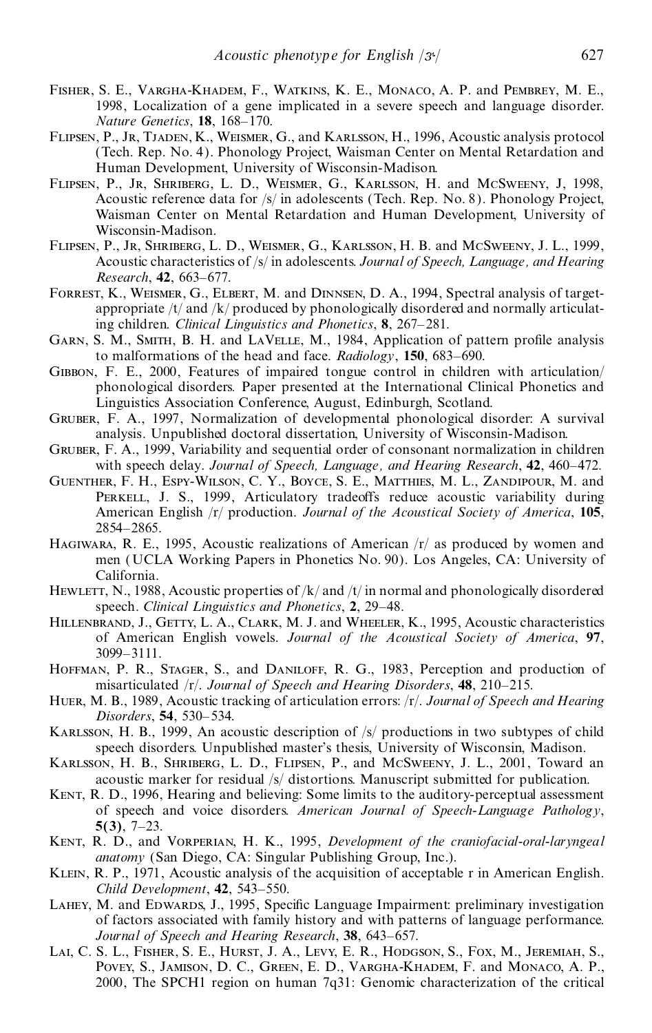Fisher, S. E., Vargha-Khadem, F., Watkins, K. E., Monaco, A. P. and Pembrey, M. E., 1998, Localization of a gene implicated in a severe speech and language disorder. *Nature Genetics*, **18**, 168–170.

Flipsen, P., Jr, Tjaden, K., Weismer, G., and Karlsson, H., 1996, Acoustic analysis protocol (Tech. Rep. No. 4). Phonology Project, Waisman Center on Mental Retardation and Human Development, University of Wisconsin-Madison.

Flipsen, P., Jr, Shriberg, L. D., Weismer, G., Karlsson, H. and McSweeny, J, 1998, Acoustic reference data for /s/ in adolescents (Tech. Rep. No. 8). Phonology Project, Waisman Center on Mental Retardation and Human Development, University of Wisconsin-Madison.

Flipsen, P., Jr, Shriberg, L. D., Weismer, G., Karlsson, H. B. and McSweeny, J. L., 1999, Acoustic characteristics of /s/ in adolescents. *Journal of Speech, Language, and Hearing Research*, **42**, 663–677.

Forrest, K., Weismer, G., Elbert, M. and Dinnsen, D. A., 1994, Spectral analysis of target-appropriate /t/ and /k/ produced by phonologically disordered and normally articulating children. *Clinical Linguistics and Phonetics*, **8**, 267–281.

Garn, S. M., Smith, B. H. and LaVelle, M., 1984, Application of pattern profile analysis to malformations of the head and face. *Radiology*, **150**, 683–690.

Gibbon, F. E., 2000, Features of impaired tongue control in children with articulation/ phonological disorders. Paper presented at the International Clinical Phonetics and Linguistics Association Conference, August, Edinburgh, Scotland.

Gruber, F. A., 1997, Normalization of developmental phonological disorder: A survival analysis. Unpublished doctoral dissertation, University of Wisconsin-Madison.

Gruber, F. A., 1999, Variability and sequential order of consonant normalization in children with speech delay. *Journal of Speech, Language, and Hearing Research*, **42**, 460–472.

Guenther, F. H., Espy-Wilson, C. Y., Boyce, S. E., Matthies, M. L., Zandipour, M. and Perkell, J. S., 1999, Articulatory tradeoffs reduce acoustic variability during American English /r/ production. *Journal of the Acoustical Society of America*, **105**, 2854–2865.

Hagiwara, R. E., 1995, Acoustic realizations of American /r/ as produced by women and men (UCLA Working Papers in Phonetics No. 90). Los Angeles, CA: University of California.

Hewlett, N., 1988, Acoustic properties of /k/ and /t/ in normal and phonologically disordered speech. *Clinical Linguistics and Phonetics*, **2**, 29–48.

Hillenbrand, J., Getty, L. A., Clark, M. J. and Wheeler, K., 1995, Acoustic characteristics of American English vowels. *Journal of the Acoustical Society of America*, **97**, 3099–3111.

Hoffman, P. R., Stager, S., and Daniloff, R. G., 1983, Perception and production of misarticulated /r/. *Journal of Speech and Hearing Disorders*, **48**, 210–215.

Huer, M. B., 1989, Acoustic tracking of articulation errors: /r/. *Journal of Speech and Hearing Disorders*, **54**, 530–534.

Karlsson, H. B., 1999, An acoustic description of /s/ productions in two subtypes of child speech disorders. Unpublished master's thesis, University of Wisconsin, Madison.

Karlsson, H. B., Shriberg, L. D., Flipsen, P., and McSweeny, J. L., 2001, Toward an acoustic marker for residual /s/ distortions. Manuscript submitted for publication.

Kent, R. D., 1996, Hearing and believing: Some limits to the auditory-perceptual assessment of speech and voice disorders. *American Journal of Speech-Language Pathology*, **5(3)**, 7–23.

Kent, R. D., and Vorperian, H. K., 1995, *Development of the craniofacial-oral-laryngeal anatomy* (San Diego, CA: Singular Publishing Group, Inc.).

Klein, R. P., 1971, Acoustic analysis of the acquisition of acceptable r in American English. *Child Development*, **42**, 543–550.

Lahey, M. and Edwards, J., 1995, Specific Language Impairment: preliminary investigation of factors associated with family history and with patterns of language performance. *Journal of Speech and Hearing Research*, **38**, 643–657.

Lai, C. S. L., Fisher, S. E., Hurst, J. A., Levy, E. R., Hodgson, S., Fox, M., Jeremiah, S., Povey, S., Jamison, D. C., Green, E. D., Vargha-Khadem, F. and Monaco, A. P., 2000, The SPCH1 region on human 7q31: Genomic characterization of the critical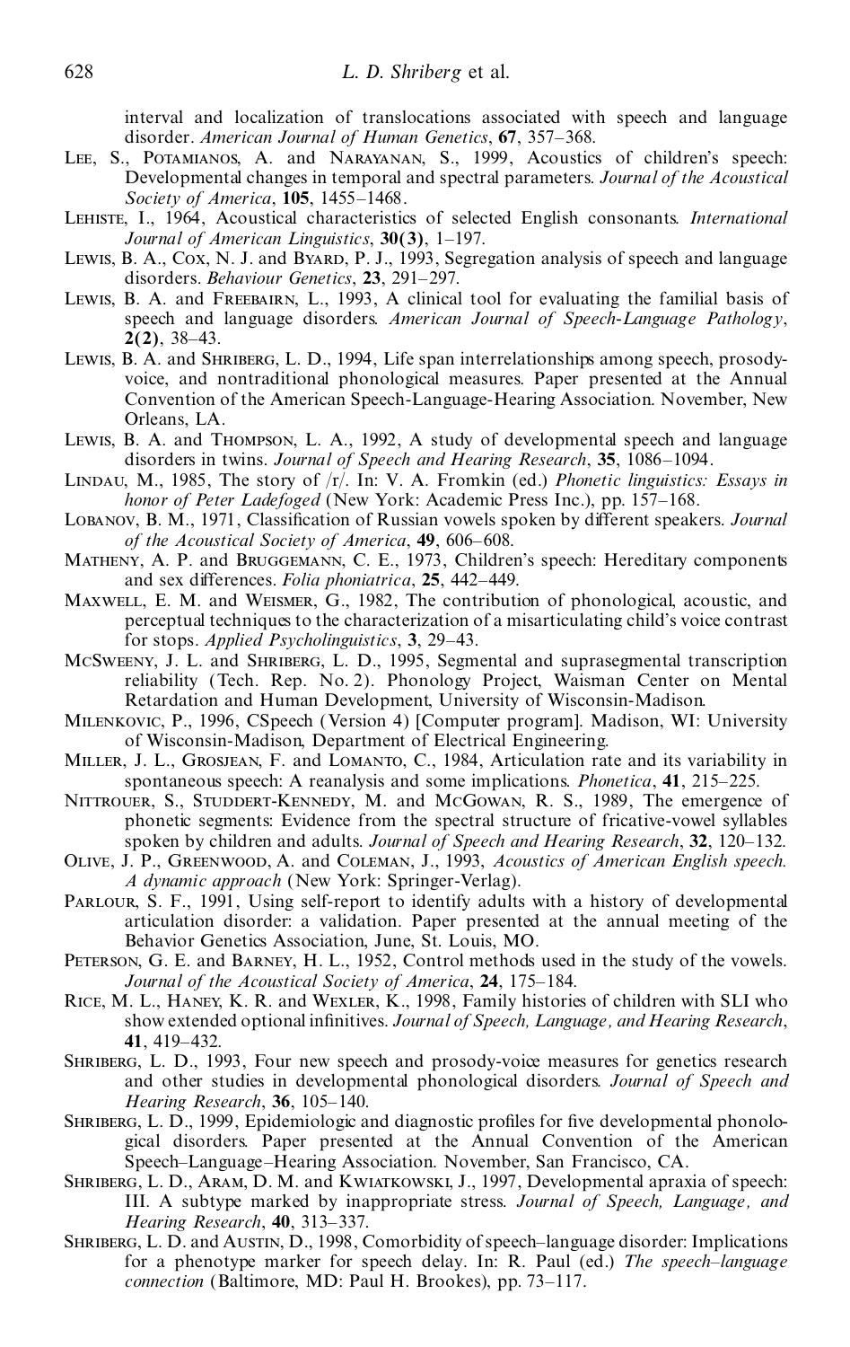interval and localization of translocations associated with speech and language disorder. *American Journal of Human Genetics*, **67**, 357–368.

Lee, S., Potamianos, A. and Narayanan, S., 1999, Acoustics of children's speech: Developmental changes in temporal and spectral parameters. *Journal of the Acoustical Society of America*, **105**, 1455–1468.

Lehiste, I., 1964, Acoustical characteristics of selected English consonants. *International Journal of American Linguistics*, **30(3)**, 1–197.

Lewis, B. A., Cox, N. J. and Byard, P. J., 1993, Segregation analysis of speech and language disorders. *Behaviour Genetics*, **23**, 291–297.

Lewis, B. A. and Freebairn, L., 1993, A clinical tool for evaluating the familial basis of speech and language disorders. *American Journal of Speech-Language Pathology*, **2(2)**, 38–43.

Lewis, B. A. and Shriberg, L. D., 1994, Life span interrelationships among speech, prosody-voice, and nontraditional phonological measures. Paper presented at the Annual Convention of the American Speech-Language-Hearing Association. November, New Orleans, LA.

Lewis, B. A. and Thompson, L. A., 1992, A study of developmental speech and language disorders in twins. *Journal of Speech and Hearing Research*, **35**, 1086–1094.

Lindau, M., 1985, The story of /r/. In: V. A. Fromkin (ed.) *Phonetic linguistics: Essays in honor of Peter Ladefoged* (New York: Academic Press Inc.), pp. 157–168.

Lobanov, B. M., 1971, Classification of Russian vowels spoken by different speakers. *Journal of the Acoustical Society of America*, **49**, 606–608.

Matheny, A. P. and Bruggemann, C. E., 1973, Children's speech: Hereditary components and sex differences. *Folia phoniatrica*, **25**, 442–449.

Maxwell, E. M. and Weismer, G., 1982, The contribution of phonological, acoustic, and perceptual techniques to the characterization of a misarticulating child's voice contrast for stops. *Applied Psycholinguistics*, **3**, 29–43.

McSweeny, J. L. and Shriberg, L. D., 1995, Segmental and suprasegmental transcription reliability (Tech. Rep. No. 2). Phonology Project, Waisman Center on Mental Retardation and Human Development, University of Wisconsin-Madison.

Milenkovic, P., 1996, CSpeech (Version 4) [Computer program]. Madison, WI: University of Wisconsin-Madison, Department of Electrical Engineering.

Miller, J. L., Grosjean, F. and Lomanto, C., 1984, Articulation rate and its variability in spontaneous speech: A reanalysis and some implications. *Phonetica*, **41**, 215–225.

Nittrouer, S., Studdert-Kennedy, M. and McGowan, R. S., 1989, The emergence of phonetic segments: Evidence from the spectral structure of fricative-vowel syllables spoken by children and adults. *Journal of Speech and Hearing Research*, **32**, 120–132.

Olive, J. P., Greenwood, A. and Coleman, J., 1993, *Acoustics of American English speech. A dynamic approach* (New York: Springer-Verlag).

Parlour, S. F., 1991, Using self-report to identify adults with a history of developmental articulation disorder: a validation. Paper presented at the annual meeting of the Behavior Genetics Association, June, St. Louis, MO.

Peterson, G. E. and Barney, H. L., 1952, Control methods used in the study of the vowels. *Journal of the Acoustical Society of America*, **24**, 175–184.

Rice, M. L., Haney, K. R. and Wexler, K., 1998, Family histories of children with SLI who show extended optional infinitives. *Journal of Speech, Language, and Hearing Research*, **41**, 419–432.

Shriberg, L. D., 1993, Four new speech and prosody-voice measures for genetics research and other studies in developmental phonological disorders. *Journal of Speech and Hearing Research*, **36**, 105–140.

Shriberg, L. D., 1999, Epidemiologic and diagnostic profiles for five developmental phonological disorders. Paper presented at the Annual Convention of the American Speech–Language–Hearing Association. November, San Francisco, CA.

Shriberg, L. D., Aram, D. M. and Kwiatkowski, J., 1997, Developmental apraxia of speech: III. A subtype marked by inappropriate stress. *Journal of Speech, Language, and Hearing Research*, **40**, 313–337.

Shriberg, L. D. and Austin, D., 1998, Comorbidity of speech–language disorder: Implications for a phenotype marker for speech delay. In: R. Paul (ed.) *The speech–language connection* (Baltimore, MD: Paul H. Brookes), pp. 73–117.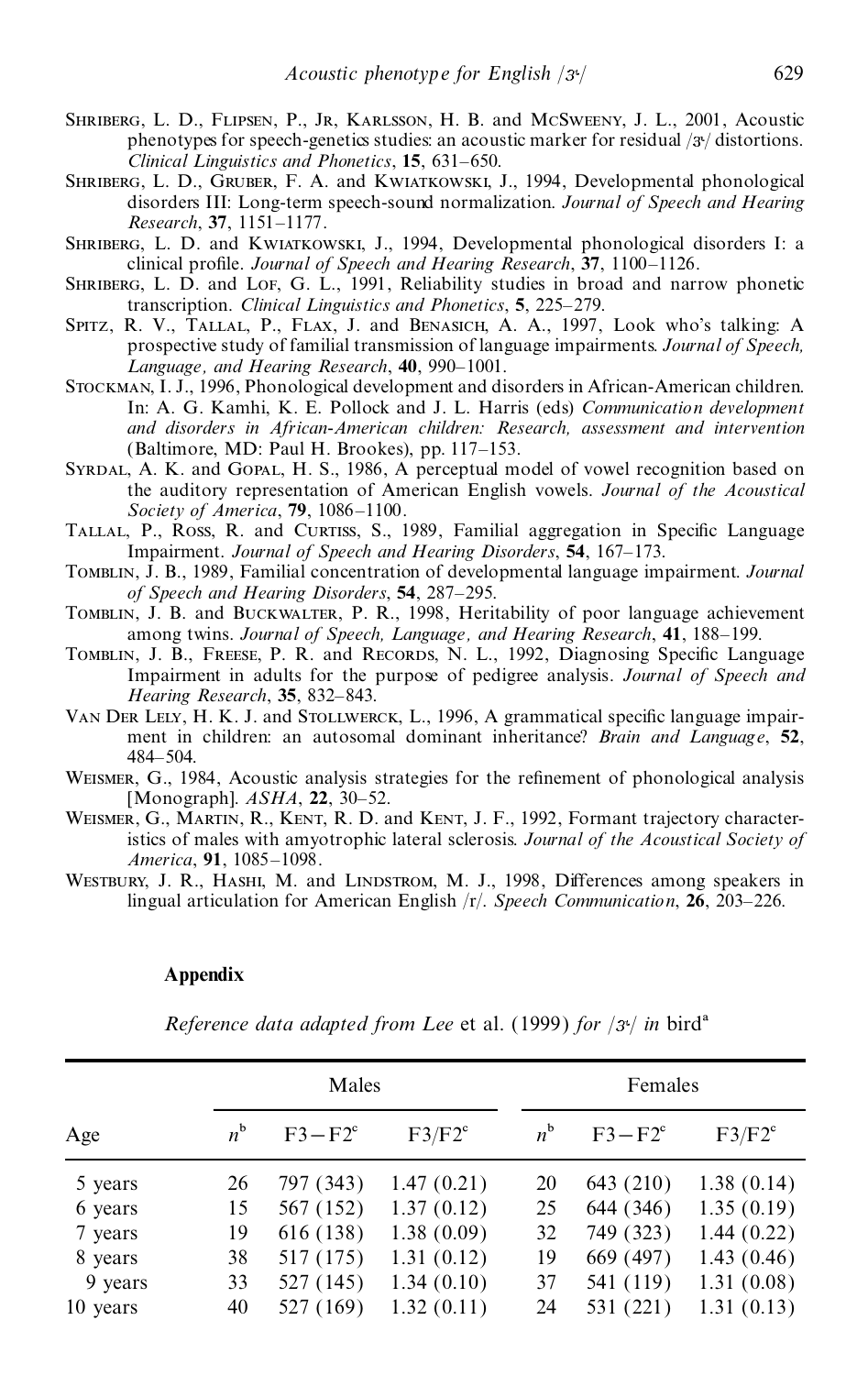Shriberg, L. D., Flipsen, P., Jr, Karlsson, H. B. and McSweeny, J. L., 2001, Acoustic phenotypes for speech-genetics studies: an acoustic marker for residual /ɝ/ distortions. *Clinical Linguistics and Phonetics*, **15**, 631–650.

Shriberg, L. D., Gruber, F. A. and Kwiatkowski, J., 1994, Developmental phonological disorders III: Long-term speech-sound normalization. *Journal of Speech and Hearing Research*, **37**, 1151–1177.

Shriberg, L. D. and Kwiatkowski, J., 1994, Developmental phonological disorders I: a clinical profile. *Journal of Speech and Hearing Research*, **37**, 1100–1126.

Shriberg, L. D. and Lof, G. L., 1991, Reliability studies in broad and narrow phonetic transcription. *Clinical Linguistics and Phonetics*, **5**, 225–279.

Spitz, R. V., Tallal, P., Flax, J. and Benasich, A. A., 1997, Look who's talking: A prospective study of familial transmission of language impairments. *Journal of Speech, Language, and Hearing Research*, **40**, 990–1001.

Stockman, I. J., 1996, Phonological development and disorders in African-American children. In: A. G. Kamhi, K. E. Pollock and J. L. Harris (eds) *Communication development and disorders in African-American children: Research, assessment and intervention* (Baltimore, MD: Paul H. Brookes), pp. 117–153.

Syrdal, A. K. and Gopal, H. S., 1986, A perceptual model of vowel recognition based on the auditory representation of American English vowels. *Journal of the Acoustical Society of America*, **79**, 1086–1100.

Tallal, P., Ross, R. and Curtiss, S., 1989, Familial aggregation in Specific Language Impairment. *Journal of Speech and Hearing Disorders*, **54**, 167–173.

Tomblin, J. B., 1989, Familial concentration of developmental language impairment. *Journal of Speech and Hearing Disorders*, **54**, 287–295.

Tomblin, J. B. and Buckwalter, P. R., 1998, Heritability of poor language achievement among twins. *Journal of Speech, Language, and Hearing Research*, **41**, 188–199.

Tomblin, J. B., Freese, P. R. and Records, N. L., 1992, Diagnosing Specific Language Impairment in adults for the purpose of pedigree analysis. *Journal of Speech and Hearing Research*, **35**, 832–843.

Van Der Lely, H. K. J. and Stollwerck, L., 1996, A grammatical specific language impairment in children: an autosomal dominant inheritance? *Brain and Language*, **52**, 484–504.

Weismer, G., 1984, Acoustic analysis strategies for the refinement of phonological analysis [Monograph]. *ASHA*, **22**, 30–52.

Weismer, G., Martin, R., Kent, R. D. and Kent, J. F., 1992, Formant trajectory characteristics of males with amyotrophic lateral sclerosis. *Journal of the Acoustical Society of America*, **91**, 1085–1098.

Westbury, J. R., Hashi, M. and Lindstrom, M. J., 1998, Differences among speakers in lingual articulation for American English /r/. *Speech Communication*, **26**, 203–226.

## Appendix

*Reference data adapted from Lee* et al. (1999) *for /ɝ/ in* bird[a]

| Age | Males | | | Females | | |
|---|---|---|---|---|---|---|
| | $n$[b] | F3−F2[c] | F3/F2[c] | $n$[b] | F3−F2[c] | F3/F2[c] |
| 5 years | 26 | 797 (343) | 1.47 (0.21) | 20 | 643 (210) | 1.38 (0.14) |
| 6 years | 15 | 567 (152) | 1.37 (0.12) | 25 | 644 (346) | 1.35 (0.19) |
| 7 years | 19 | 616 (138) | 1.38 (0.09) | 32 | 749 (323) | 1.44 (0.22) |
| 8 years | 38 | 517 (175) | 1.31 (0.12) | 19 | 669 (497) | 1.43 (0.46) |
| 9 years | 33 | 527 (145) | 1.34 (0.10) | 37 | 541 (119) | 1.31 (0.08) |
| 10 years | 40 | 527 (169) | 1.32 (0.11) | 24 | 531 (221) | 1.31 (0.13) |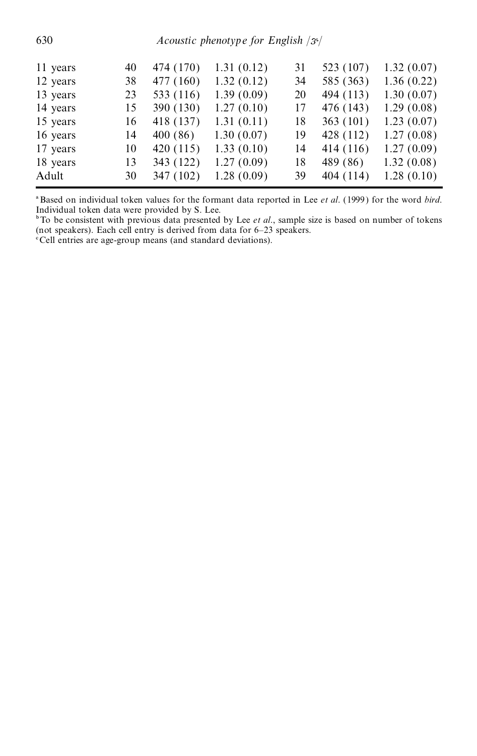| | | | | | | |
|---|---|---|---|---|---|---|
| 11 years | 40 | 474 (170) | 1.31 (0.12) | 31 | 523 (107) | 1.32 (0.07) |
| 12 years | 38 | 477 (160) | 1.32 (0.12) | 34 | 585 (363) | 1.36 (0.22) |
| 13 years | 23 | 533 (116) | 1.39 (0.09) | 20 | 494 (113) | 1.30 (0.07) |
| 14 years | 15 | 390 (130) | 1.27 (0.10) | 17 | 476 (143) | 1.29 (0.08) |
| 15 years | 16 | 418 (137) | 1.31 (0.11) | 18 | 363 (101) | 1.23 (0.07) |
| 16 years | 14 | 400 (86) | 1.30 (0.07) | 19 | 428 (112) | 1.27 (0.08) |
| 17 years | 10 | 420 (115) | 1.33 (0.10) | 14 | 414 (116) | 1.27 (0.09) |
| 18 years | 13 | 343 (122) | 1.27 (0.09) | 18 | 489 (86) | 1.32 (0.08) |
| Adult | 30 | 347 (102) | 1.28 (0.09) | 39 | 404 (114) | 1.28 (0.10) |

[a] Based on individual token values for the formant data reported in Lee *et al*. (1999) for the word *bird*. Individual token data were provided by S. Lee.

[b] To be consistent with previous data presented by Lee *et al*., sample size is based on number of tokens (not speakers). Each cell entry is derived from data for 6–23 speakers.

[c] Cell entries are age-group means (and standard deviations).